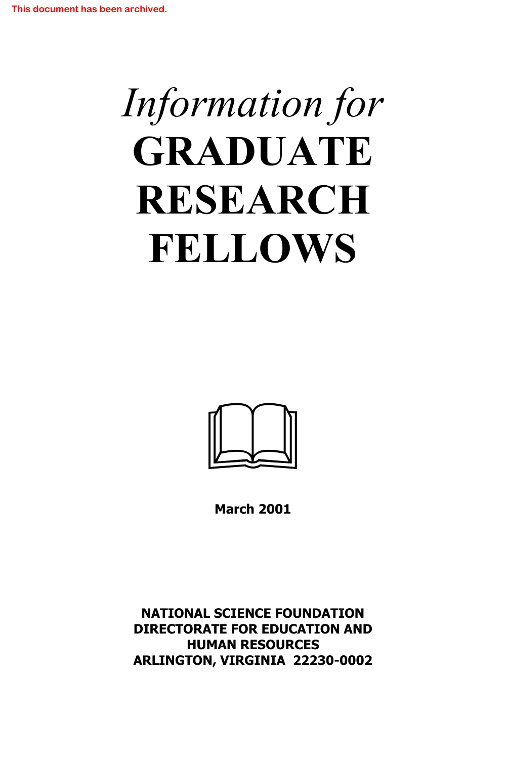This document has been archived.

# *Information for* GRADUATE RESEARCH FELLOWS

**March 2001**

**NATIONAL SCIENCE FOUNDATION**
**DIRECTORATE FOR EDUCATION AND HUMAN RESOURCES**
**ARLINGTON, VIRGINIA 22230-0002**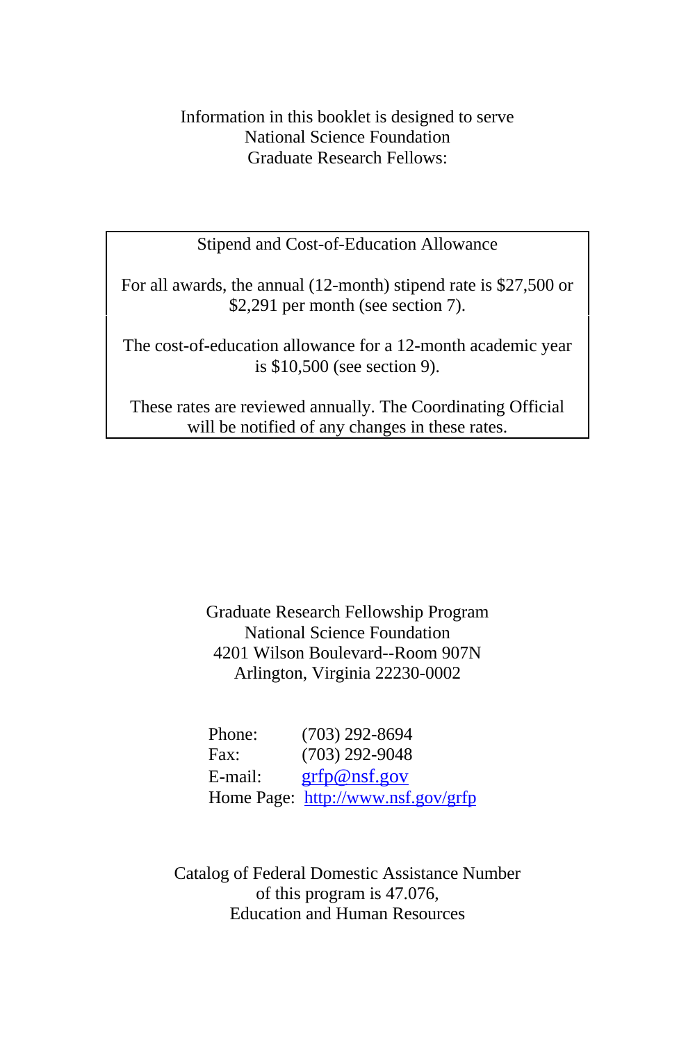Information in this booklet is designed to serve
National Science Foundation
Graduate Research Fellows:

---

**Stipend and Cost-of-Education Allowance**

For all awards, the annual (12-month) stipend rate is $27,500 or $2,291 per month (see section 7).

The cost-of-education allowance for a 12-month academic year is $10,500 (see section 9).

These rates are reviewed annually. The Coordinating Official will be notified of any changes in these rates.

---

Graduate Research Fellowship Program
National Science Foundation
4201 Wilson Boulevard--Room 907N
Arlington, Virginia 22230-0002

Phone: (703) 292-8694
Fax: (703) 292-9048
E-mail: grfp@nsf.gov
Home Page: http://www.nsf.gov/grfp

Catalog of Federal Domestic Assistance Number
of this program is 47.076,
Education and Human Resources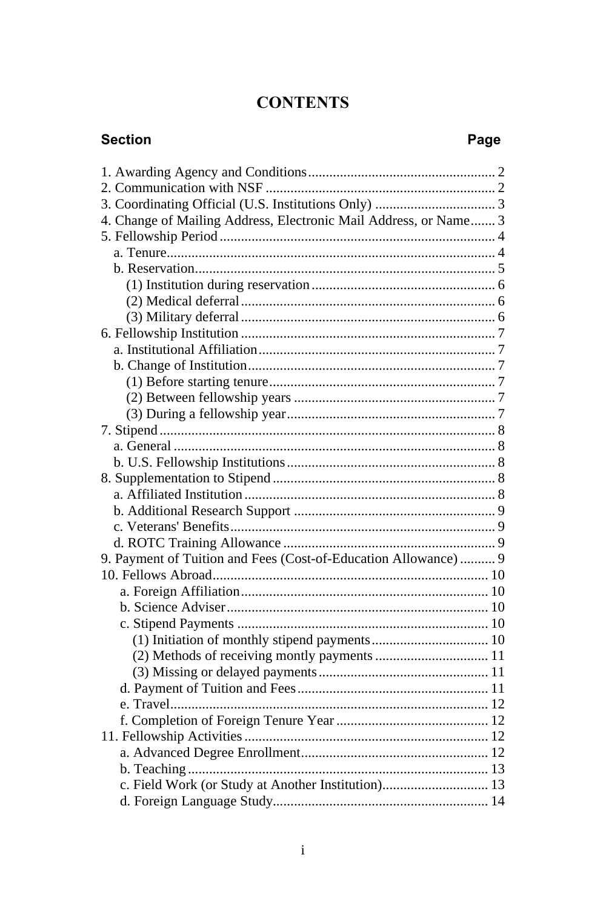# CONTENTS

| Section | Page |
|---|---|
| 1. Awarding Agency and Conditions | 2 |
| 2. Communication with NSF | 2 |
| 3. Coordinating Official (U.S. Institutions Only) | 3 |
| 4. Change of Mailing Address, Electronic Mail Address, or Name | 3 |
| 5. Fellowship Period | 4 |
| a. Tenure | 4 |
| b. Reservation | 5 |
| (1) Institution during reservation | 6 |
| (2) Medical deferral | 6 |
| (3) Military deferral | 6 |
| 6. Fellowship Institution | 7 |
| a. Institutional Affiliation | 7 |
| b. Change of Institution | 7 |
| (1) Before starting tenure | 7 |
| (2) Between fellowship years | 7 |
| (3) During a fellowship year | 7 |
| 7. Stipend | 8 |
| a. General | 8 |
| b. U.S. Fellowship Institutions | 8 |
| 8. Supplementation to Stipend | 8 |
| a. Affiliated Institution | 8 |
| b. Additional Research Support | 9 |
| c. Veterans' Benefits | 9 |
| d. ROTC Training Allowance | 9 |
| 9. Payment of Tuition and Fees (Cost-of-Education Allowance) | 9 |
| 10. Fellows Abroad | 10 |
| a. Foreign Affiliation | 10 |
| b. Science Adviser | 10 |
| c. Stipend Payments | 10 |
| (1) Initiation of monthly stipend payments | 10 |
| (2) Methods of receiving montly payments | 11 |
| (3) Missing or delayed payments | 11 |
| d. Payment of Tuition and Fees | 11 |
| e. Travel | 12 |
| f. Completion of Foreign Tenure Year | 12 |
| 11. Fellowship Activities | 12 |
| a. Advanced Degree Enrollment | 12 |
| b. Teaching | 13 |
| c. Field Work (or Study at Another Institution) | 13 |
| d. Foreign Language Study | 14 |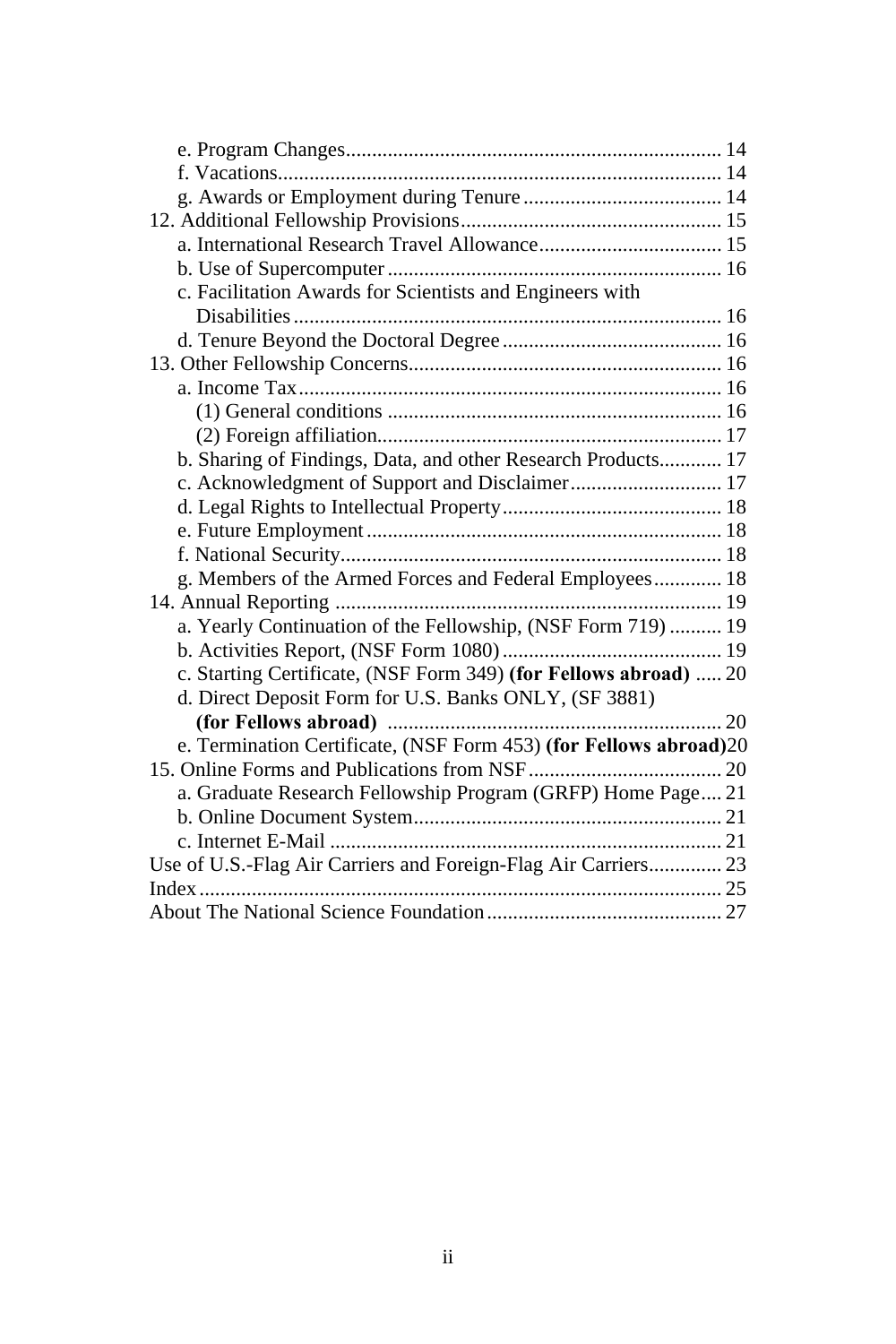- e. Program Changes ........................................................................ 14
- f. Vacations ..................................................................................... 14
- g. Awards or Employment during Tenure ...................................... 14

12. Additional Fellowship Provisions .................................................. 15
- a. International Research Travel Allowance ................................... 15
- b. Use of Supercomputer ................................................................ 16
- c. Facilitation Awards for Scientists and Engineers with Disabilities .................................................................................. 16
- d. Tenure Beyond the Doctoral Degree .......................................... 16

13. Other Fellowship Concerns ............................................................ 16
- a. Income Tax ................................................................................. 16
  - (1) General conditions ............................................................... 16
  - (2) Foreign affiliation ................................................................. 17
- b. Sharing of Findings, Data, and other Research Products ............ 17
- c. Acknowledgment of Support and Disclaimer ............................. 17
- d. Legal Rights to Intellectual Property .......................................... 18
- e. Future Employment .................................................................... 18
- f. National Security ......................................................................... 18
- g. Members of the Armed Forces and Federal Employees ............. 18

14. Annual Reporting .......................................................................... 19
- a. Yearly Continuation of the Fellowship, (NSF Form 719) .......... 19
- b. Activities Report, (NSF Form 1080) .......................................... 19
- c. Starting Certificate, (NSF Form 349) **(for Fellows abroad)** ..... 20
- d. Direct Deposit Form for U.S. Banks ONLY, (SF 3881) **(for Fellows abroad)** ................................................................ 20
- e. Termination Certificate, (NSF Form 453) **(for Fellows abroad)** 20

15. Online Forms and Publications from NSF ..................................... 20
- a. Graduate Research Fellowship Program (GRFP) Home Page .... 21
- b. Online Document System ........................................................... 21
- c. Internet E-Mail ........................................................................... 21

Use of U.S.-Flag Air Carriers and Foreign-Flag Air Carriers .............. 23

Index ................................................................................................... 25

About The National Science Foundation ............................................. 27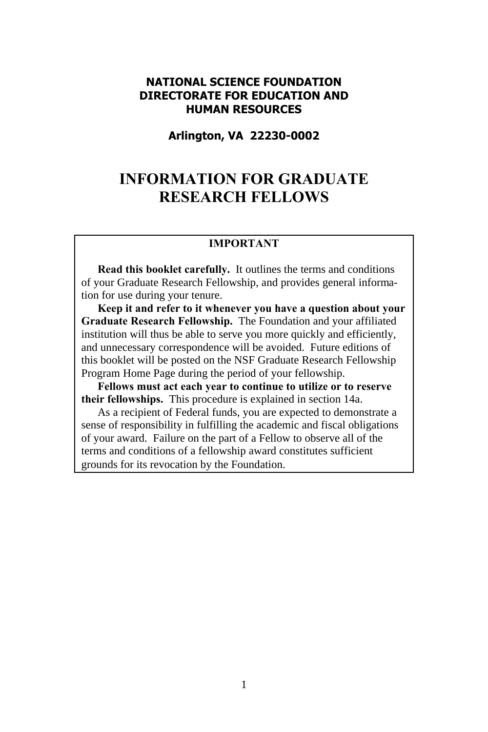**NATIONAL SCIENCE FOUNDATION**
**DIRECTORATE FOR EDUCATION AND HUMAN RESOURCES**

**Arlington, VA 22230-0002**

# INFORMATION FOR GRADUATE RESEARCH FELLOWS

## IMPORTANT

**Read this booklet carefully.** It outlines the terms and conditions of your Graduate Research Fellowship, and provides general information for use during your tenure.

**Keep it and refer to it whenever you have a question about your Graduate Research Fellowship.** The Foundation and your affiliated institution will thus be able to serve you more quickly and efficiently, and unnecessary correspondence will be avoided. Future editions of this booklet will be posted on the NSF Graduate Research Fellowship Program Home Page during the period of your fellowship.

**Fellows must act each year to continue to utilize or to reserve their fellowships.** This procedure is explained in section 14a.

As a recipient of Federal funds, you are expected to demonstrate a sense of responsibility in fulfilling the academic and fiscal obligations of your award. Failure on the part of a Fellow to observe all of the terms and conditions of a fellowship award constitutes sufficient grounds for its revocation by the Foundation.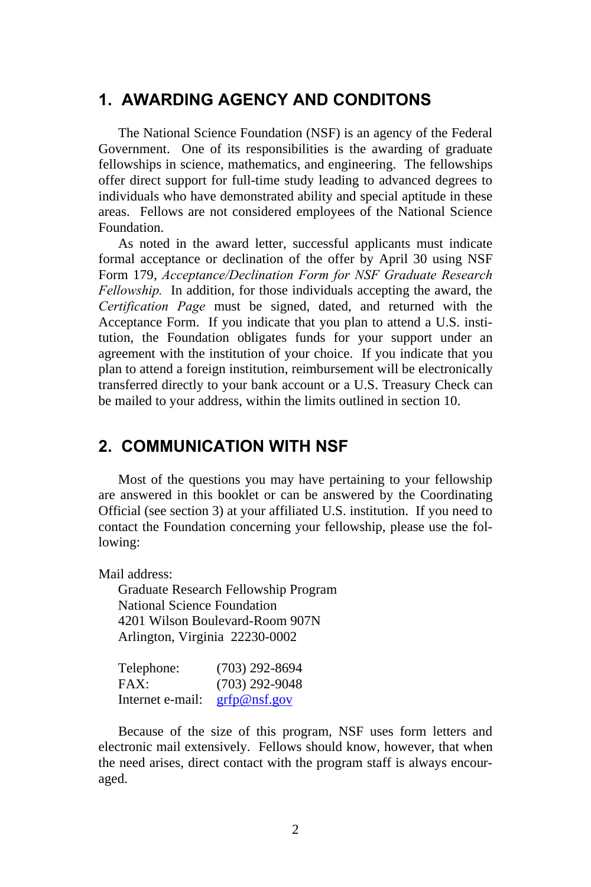## 1. AWARDING AGENCY AND CONDITONS

The National Science Foundation (NSF) is an agency of the Federal Government. One of its responsibilities is the awarding of graduate fellowships in science, mathematics, and engineering. The fellowships offer direct support for full-time study leading to advanced degrees to individuals who have demonstrated ability and special aptitude in these areas. Fellows are not considered employees of the National Science Foundation.

As noted in the award letter, successful applicants must indicate formal acceptance or declination of the offer by April 30 using NSF Form 179, *Acceptance/Declination Form for NSF Graduate Research Fellowship.* In addition, for those individuals accepting the award, the *Certification Page* must be signed, dated, and returned with the Acceptance Form. If you indicate that you plan to attend a U.S. institution, the Foundation obligates funds for your support under an agreement with the institution of your choice. If you indicate that you plan to attend a foreign institution, reimbursement will be electronically transferred directly to your bank account or a U.S. Treasury Check can be mailed to your address, within the limits outlined in section 10.

## 2. COMMUNICATION WITH NSF

Most of the questions you may have pertaining to your fellowship are answered in this booklet or can be answered by the Coordinating Official (see section 3) at your affiliated U.S. institution. If you need to contact the Foundation concerning your fellowship, please use the following:

Mail address:

Graduate Research Fellowship Program
National Science Foundation
4201 Wilson Boulevard-Room 907N
Arlington, Virginia 22230-0002

Telephone: (703) 292-8694
FAX: (703) 292-9048
Internet e-mail: grfp@nsf.gov

Because of the size of this program, NSF uses form letters and electronic mail extensively. Fellows should know, however, that when the need arises, direct contact with the program staff is always encouraged.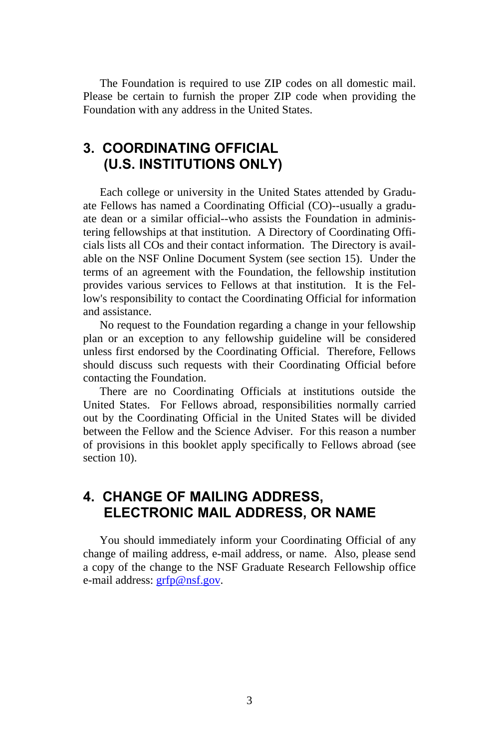The Foundation is required to use ZIP codes on all domestic mail. Please be certain to furnish the proper ZIP code when providing the Foundation with any address in the United States.

## 3. COORDINATING OFFICIAL (U.S. INSTITUTIONS ONLY)

Each college or university in the United States attended by Graduate Fellows has named a Coordinating Official (CO)--usually a graduate dean or a similar official--who assists the Foundation in administering fellowships at that institution. A Directory of Coordinating Officials lists all COs and their contact information. The Directory is available on the NSF Online Document System (see section 15). Under the terms of an agreement with the Foundation, the fellowship institution provides various services to Fellows at that institution. It is the Fellow's responsibility to contact the Coordinating Official for information and assistance.

No request to the Foundation regarding a change in your fellowship plan or an exception to any fellowship guideline will be considered unless first endorsed by the Coordinating Official. Therefore, Fellows should discuss such requests with their Coordinating Official before contacting the Foundation.

There are no Coordinating Officials at institutions outside the United States. For Fellows abroad, responsibilities normally carried out by the Coordinating Official in the United States will be divided between the Fellow and the Science Adviser. For this reason a number of provisions in this booklet apply specifically to Fellows abroad (see section 10).

## 4. CHANGE OF MAILING ADDRESS, ELECTRONIC MAIL ADDRESS, OR NAME

You should immediately inform your Coordinating Official of any change of mailing address, e-mail address, or name. Also, please send a copy of the change to the NSF Graduate Research Fellowship office e-mail address: grfp@nsf.gov.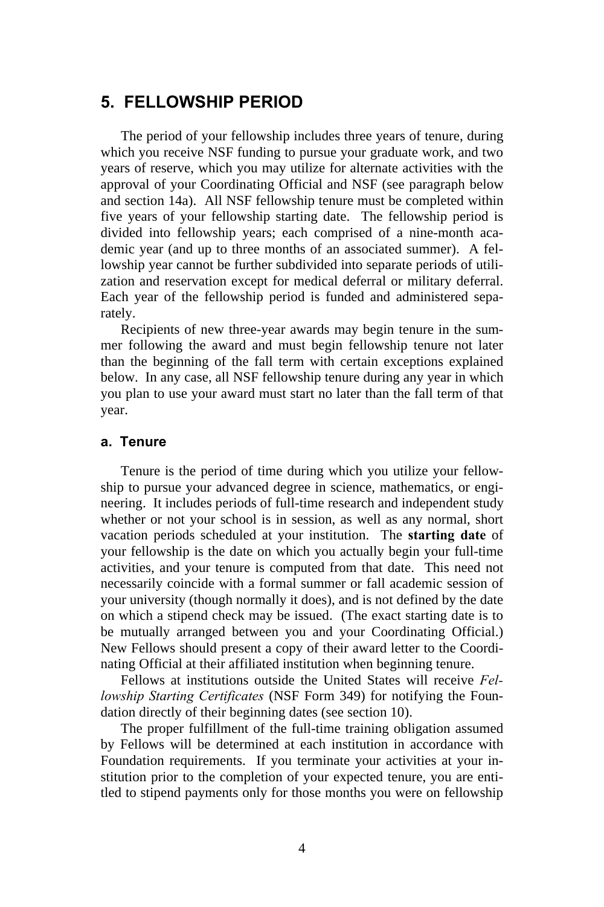## 5. FELLOWSHIP PERIOD

The period of your fellowship includes three years of tenure, during which you receive NSF funding to pursue your graduate work, and two years of reserve, which you may utilize for alternate activities with the approval of your Coordinating Official and NSF (see paragraph below and section 14a). All NSF fellowship tenure must be completed within five years of your fellowship starting date. The fellowship period is divided into fellowship years; each comprised of a nine-month academic year (and up to three months of an associated summer). A fellowship year cannot be further subdivided into separate periods of utilization and reservation except for medical deferral or military deferral. Each year of the fellowship period is funded and administered separately.

Recipients of new three-year awards may begin tenure in the summer following the award and must begin fellowship tenure not later than the beginning of the fall term with certain exceptions explained below. In any case, all NSF fellowship tenure during any year in which you plan to use your award must start no later than the fall term of that year.

### a. Tenure

Tenure is the period of time during which you utilize your fellowship to pursue your advanced degree in science, mathematics, or engineering. It includes periods of full-time research and independent study whether or not your school is in session, as well as any normal, short vacation periods scheduled at your institution. The **starting date** of your fellowship is the date on which you actually begin your full-time activities, and your tenure is computed from that date. This need not necessarily coincide with a formal summer or fall academic session of your university (though normally it does), and is not defined by the date on which a stipend check may be issued. (The exact starting date is to be mutually arranged between you and your Coordinating Official.) New Fellows should present a copy of their award letter to the Coordinating Official at their affiliated institution when beginning tenure.

Fellows at institutions outside the United States will receive *Fellowship Starting Certificates* (NSF Form 349) for notifying the Foundation directly of their beginning dates (see section 10).

The proper fulfillment of the full-time training obligation assumed by Fellows will be determined at each institution in accordance with Foundation requirements. If you terminate your activities at your institution prior to the completion of your expected tenure, you are entitled to stipend payments only for those months you were on fellowship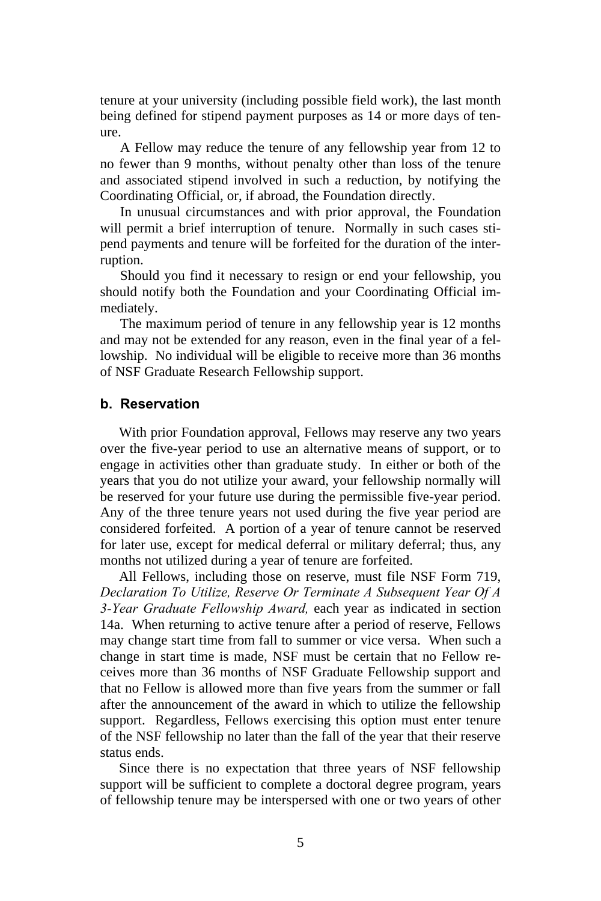tenure at your university (including possible field work), the last month being defined for stipend payment purposes as 14 or more days of tenure.

A Fellow may reduce the tenure of any fellowship year from 12 to no fewer than 9 months, without penalty other than loss of the tenure and associated stipend involved in such a reduction, by notifying the Coordinating Official, or, if abroad, the Foundation directly.

In unusual circumstances and with prior approval, the Foundation will permit a brief interruption of tenure. Normally in such cases stipend payments and tenure will be forfeited for the duration of the interruption.

Should you find it necessary to resign or end your fellowship, you should notify both the Foundation and your Coordinating Official immediately.

The maximum period of tenure in any fellowship year is 12 months and may not be extended for any reason, even in the final year of a fellowship. No individual will be eligible to receive more than 36 months of NSF Graduate Research Fellowship support.

### b. Reservation

With prior Foundation approval, Fellows may reserve any two years over the five-year period to use an alternative means of support, or to engage in activities other than graduate study. In either or both of the years that you do not utilize your award, your fellowship normally will be reserved for your future use during the permissible five-year period. Any of the three tenure years not used during the five year period are considered forfeited. A portion of a year of tenure cannot be reserved for later use, except for medical deferral or military deferral; thus, any months not utilized during a year of tenure are forfeited.

All Fellows, including those on reserve, must file NSF Form 719, *Declaration To Utilize, Reserve Or Terminate A Subsequent Year Of A 3-Year Graduate Fellowship Award,* each year as indicated in section 14a. When returning to active tenure after a period of reserve, Fellows may change start time from fall to summer or vice versa. When such a change in start time is made, NSF must be certain that no Fellow receives more than 36 months of NSF Graduate Fellowship support and that no Fellow is allowed more than five years from the summer or fall after the announcement of the award in which to utilize the fellowship support. Regardless, Fellows exercising this option must enter tenure of the NSF fellowship no later than the fall of the year that their reserve status ends.

Since there is no expectation that three years of NSF fellowship support will be sufficient to complete a doctoral degree program, years of fellowship tenure may be interspersed with one or two years of other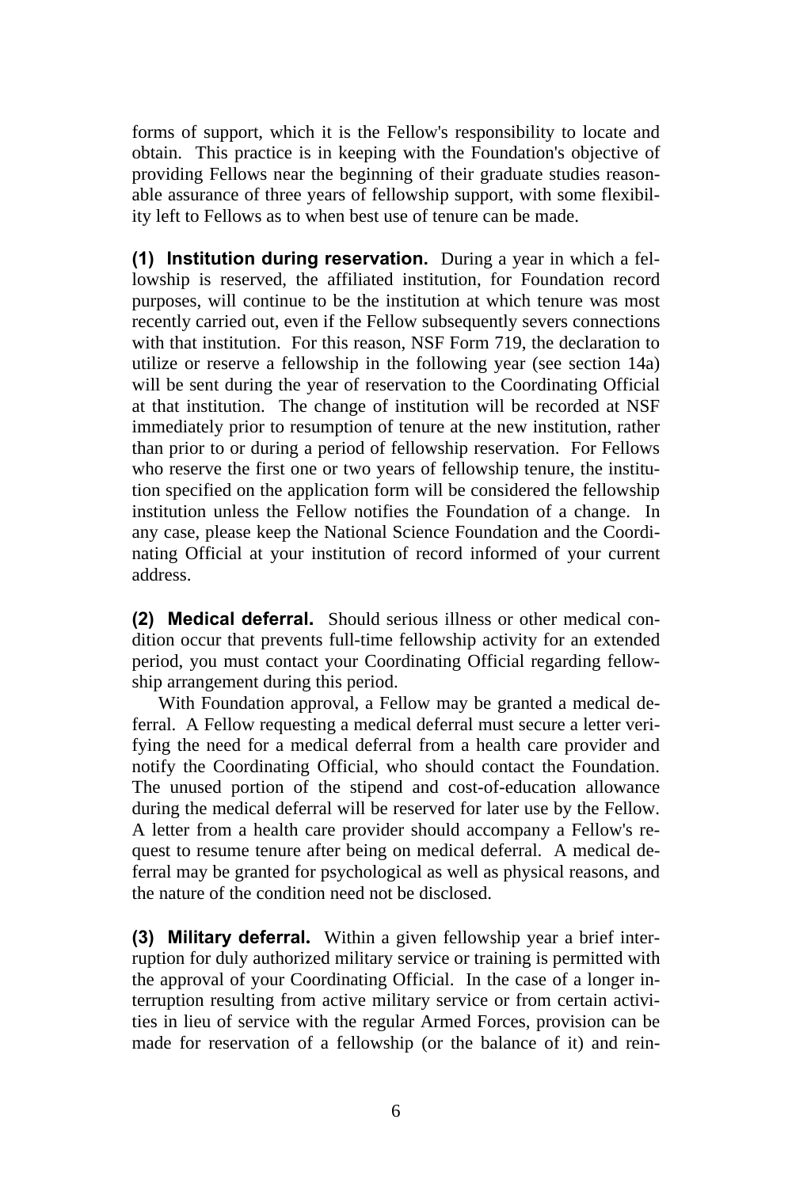forms of support, which it is the Fellow's responsibility to locate and obtain. This practice is in keeping with the Foundation's objective of providing Fellows near the beginning of their graduate studies reasonable assurance of three years of fellowship support, with some flexibility left to Fellows as to when best use of tenure can be made.

**(1) Institution during reservation.** During a year in which a fellowship is reserved, the affiliated institution, for Foundation record purposes, will continue to be the institution at which tenure was most recently carried out, even if the Fellow subsequently severs connections with that institution. For this reason, NSF Form 719, the declaration to utilize or reserve a fellowship in the following year (see section 14a) will be sent during the year of reservation to the Coordinating Official at that institution. The change of institution will be recorded at NSF immediately prior to resumption of tenure at the new institution, rather than prior to or during a period of fellowship reservation. For Fellows who reserve the first one or two years of fellowship tenure, the institution specified on the application form will be considered the fellowship institution unless the Fellow notifies the Foundation of a change. In any case, please keep the National Science Foundation and the Coordinating Official at your institution of record informed of your current address.

**(2) Medical deferral.** Should serious illness or other medical condition occur that prevents full-time fellowship activity for an extended period, you must contact your Coordinating Official regarding fellowship arrangement during this period.

With Foundation approval, a Fellow may be granted a medical deferral. A Fellow requesting a medical deferral must secure a letter verifying the need for a medical deferral from a health care provider and notify the Coordinating Official, who should contact the Foundation. The unused portion of the stipend and cost-of-education allowance during the medical deferral will be reserved for later use by the Fellow. A letter from a health care provider should accompany a Fellow's request to resume tenure after being on medical deferral. A medical deferral may be granted for psychological as well as physical reasons, and the nature of the condition need not be disclosed.

**(3) Military deferral.** Within a given fellowship year a brief interruption for duly authorized military service or training is permitted with the approval of your Coordinating Official. In the case of a longer interruption resulting from active military service or from certain activities in lieu of service with the regular Armed Forces, provision can be made for reservation of a fellowship (or the balance of it) and rein-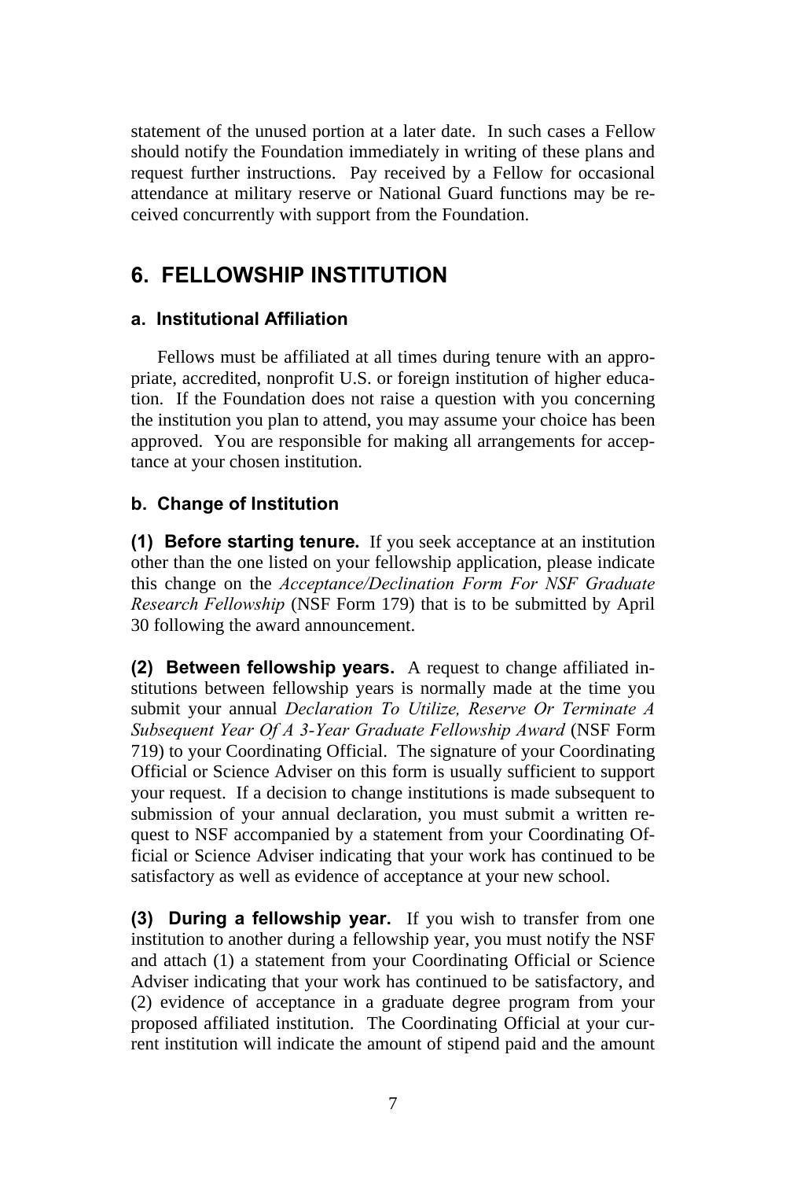statement of the unused portion at a later date. In such cases a Fellow should notify the Foundation immediately in writing of these plans and request further instructions. Pay received by a Fellow for occasional attendance at military reserve or National Guard functions may be received concurrently with support from the Foundation.

## 6. FELLOWSHIP INSTITUTION

### a. Institutional Affiliation

Fellows must be affiliated at all times during tenure with an appropriate, accredited, nonprofit U.S. or foreign institution of higher education. If the Foundation does not raise a question with you concerning the institution you plan to attend, you may assume your choice has been approved. You are responsible for making all arrangements for acceptance at your chosen institution.

### b. Change of Institution

**(1) Before starting tenure.** If you seek acceptance at an institution other than the one listed on your fellowship application, please indicate this change on the *Acceptance/Declination Form For NSF Graduate Research Fellowship* (NSF Form 179) that is to be submitted by April 30 following the award announcement.

**(2) Between fellowship years.** A request to change affiliated institutions between fellowship years is normally made at the time you submit your annual *Declaration To Utilize, Reserve Or Terminate A Subsequent Year Of A 3-Year Graduate Fellowship Award* (NSF Form 719) to your Coordinating Official. The signature of your Coordinating Official or Science Adviser on this form is usually sufficient to support your request. If a decision to change institutions is made subsequent to submission of your annual declaration, you must submit a written request to NSF accompanied by a statement from your Coordinating Official or Science Adviser indicating that your work has continued to be satisfactory as well as evidence of acceptance at your new school.

**(3) During a fellowship year.** If you wish to transfer from one institution to another during a fellowship year, you must notify the NSF and attach (1) a statement from your Coordinating Official or Science Adviser indicating that your work has continued to be satisfactory, and (2) evidence of acceptance in a graduate degree program from your proposed affiliated institution. The Coordinating Official at your current institution will indicate the amount of stipend paid and the amount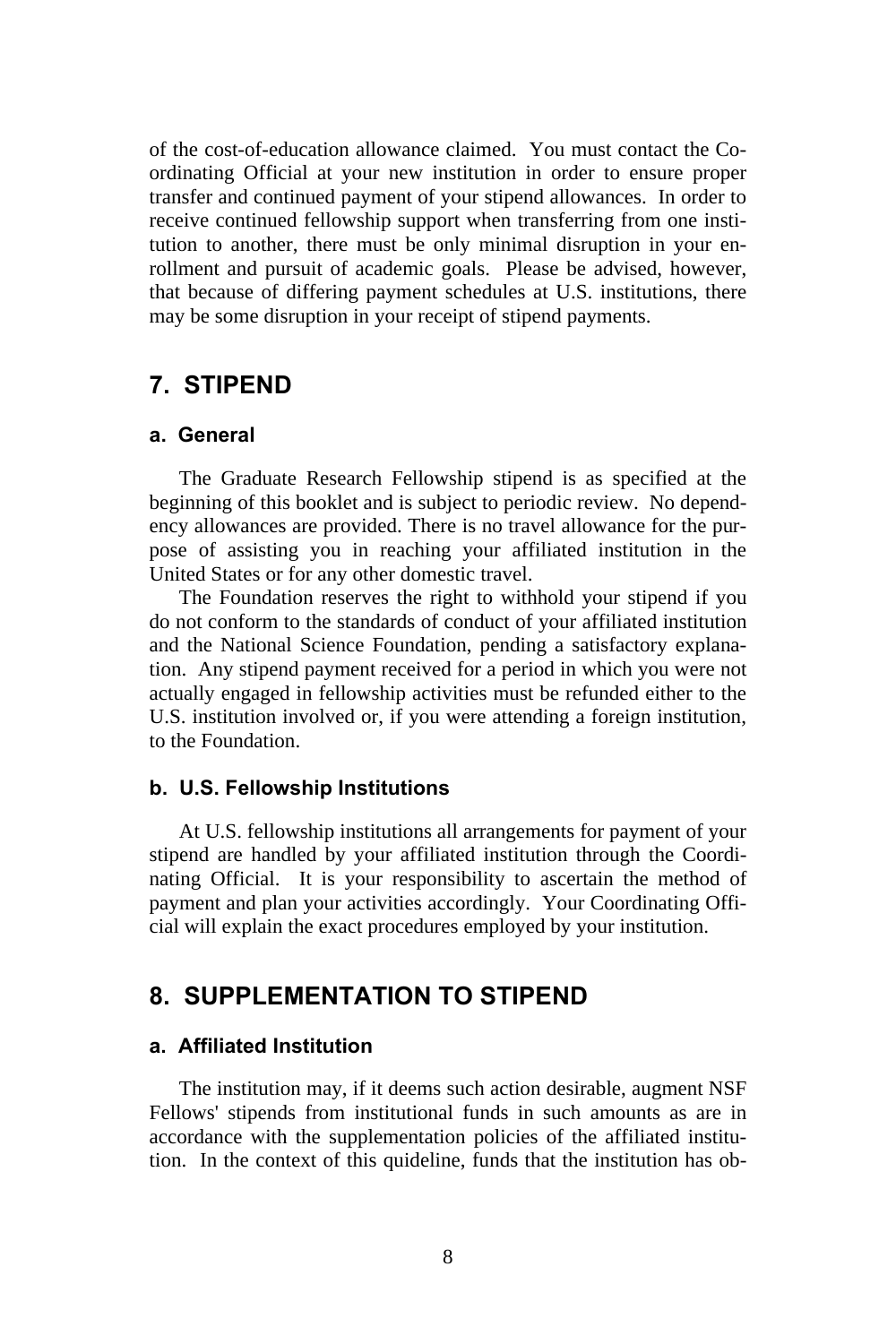of the cost-of-education allowance claimed. You must contact the Coordinating Official at your new institution in order to ensure proper transfer and continued payment of your stipend allowances. In order to receive continued fellowship support when transferring from one institution to another, there must be only minimal disruption in your enrollment and pursuit of academic goals. Please be advised, however, that because of differing payment schedules at U.S. institutions, there may be some disruption in your receipt of stipend payments.

## 7. STIPEND

### a. General

The Graduate Research Fellowship stipend is as specified at the beginning of this booklet and is subject to periodic review. No dependency allowances are provided. There is no travel allowance for the purpose of assisting you in reaching your affiliated institution in the United States or for any other domestic travel.

The Foundation reserves the right to withhold your stipend if you do not conform to the standards of conduct of your affiliated institution and the National Science Foundation, pending a satisfactory explanation. Any stipend payment received for a period in which you were not actually engaged in fellowship activities must be refunded either to the U.S. institution involved or, if you were attending a foreign institution, to the Foundation.

### b. U.S. Fellowship Institutions

At U.S. fellowship institutions all arrangements for payment of your stipend are handled by your affiliated institution through the Coordinating Official. It is your responsibility to ascertain the method of payment and plan your activities accordingly. Your Coordinating Official will explain the exact procedures employed by your institution.

## 8. SUPPLEMENTATION TO STIPEND

### a. Affiliated Institution

The institution may, if it deems such action desirable, augment NSF Fellows' stipends from institutional funds in such amounts as are in accordance with the supplementation policies of the affiliated institution. In the context of this quideline, funds that the institution has ob-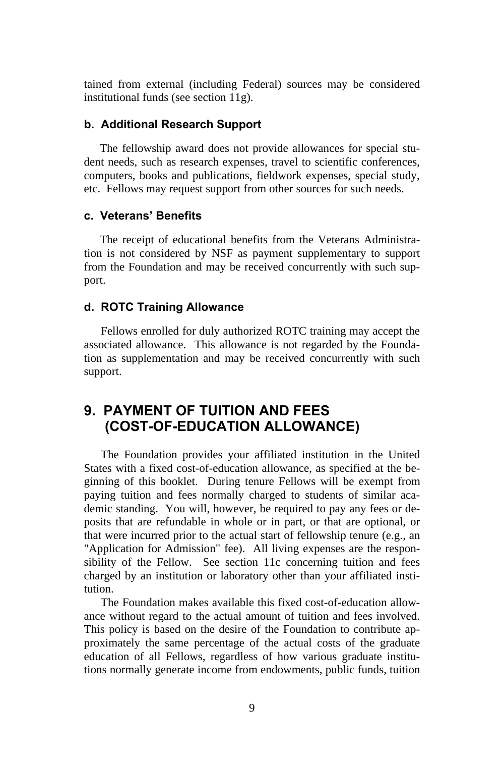tained from external (including Federal) sources may be considered institutional funds (see section 11g).

### b. Additional Research Support

The fellowship award does not provide allowances for special student needs, such as research expenses, travel to scientific conferences, computers, books and publications, fieldwork expenses, special study, etc. Fellows may request support from other sources for such needs.

### c. Veterans' Benefits

The receipt of educational benefits from the Veterans Administration is not considered by NSF as payment supplementary to support from the Foundation and may be received concurrently with such support.

### d. ROTC Training Allowance

Fellows enrolled for duly authorized ROTC training may accept the associated allowance. This allowance is not regarded by the Foundation as supplementation and may be received concurrently with such support.

## 9. PAYMENT OF TUITION AND FEES (COST-OF-EDUCATION ALLOWANCE)

The Foundation provides your affiliated institution in the United States with a fixed cost-of-education allowance, as specified at the beginning of this booklet. During tenure Fellows will be exempt from paying tuition and fees normally charged to students of similar academic standing. You will, however, be required to pay any fees or deposits that are refundable in whole or in part, or that are optional, or that were incurred prior to the actual start of fellowship tenure (e.g., an "Application for Admission" fee). All living expenses are the responsibility of the Fellow. See section 11c concerning tuition and fees charged by an institution or laboratory other than your affiliated institution.

The Foundation makes available this fixed cost-of-education allowance without regard to the actual amount of tuition and fees involved. This policy is based on the desire of the Foundation to contribute approximately the same percentage of the actual costs of the graduate education of all Fellows, regardless of how various graduate institutions normally generate income from endowments, public funds, tuition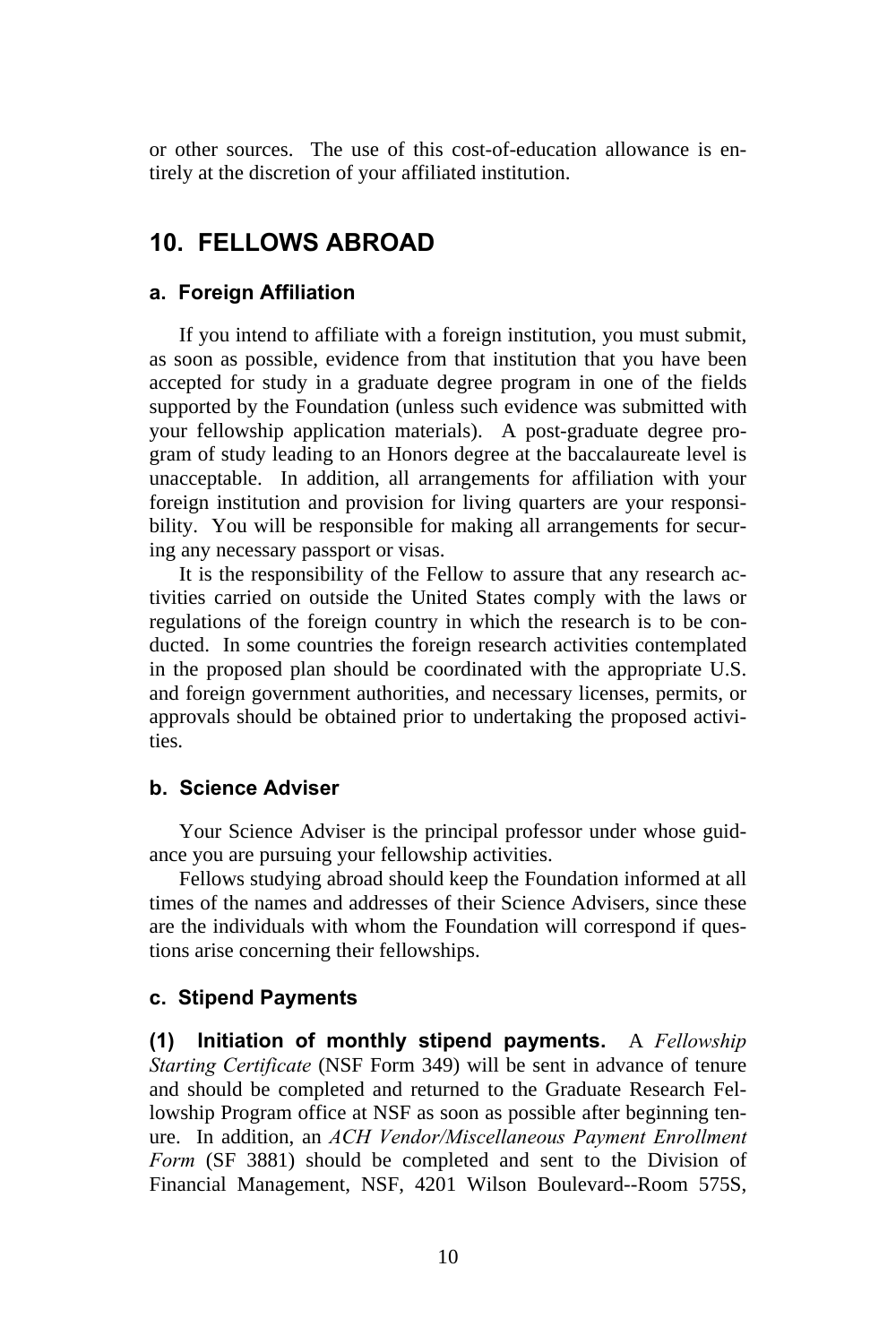or other sources. The use of this cost-of-education allowance is entirely at the discretion of your affiliated institution.

## 10. FELLOWS ABROAD

### a. Foreign Affiliation

If you intend to affiliate with a foreign institution, you must submit, as soon as possible, evidence from that institution that you have been accepted for study in a graduate degree program in one of the fields supported by the Foundation (unless such evidence was submitted with your fellowship application materials). A post-graduate degree program of study leading to an Honors degree at the baccalaureate level is unacceptable. In addition, all arrangements for affiliation with your foreign institution and provision for living quarters are your responsibility. You will be responsible for making all arrangements for securing any necessary passport or visas.

It is the responsibility of the Fellow to assure that any research activities carried on outside the United States comply with the laws or regulations of the foreign country in which the research is to be conducted. In some countries the foreign research activities contemplated in the proposed plan should be coordinated with the appropriate U.S. and foreign government authorities, and necessary licenses, permits, or approvals should be obtained prior to undertaking the proposed activities.

### b. Science Adviser

Your Science Adviser is the principal professor under whose guidance you are pursuing your fellowship activities.

Fellows studying abroad should keep the Foundation informed at all times of the names and addresses of their Science Advisers, since these are the individuals with whom the Foundation will correspond if questions arise concerning their fellowships.

### c. Stipend Payments

**(1) Initiation of monthly stipend payments.** A *Fellowship Starting Certificate* (NSF Form 349) will be sent in advance of tenure and should be completed and returned to the Graduate Research Fellowship Program office at NSF as soon as possible after beginning tenure. In addition, an *ACH Vendor/Miscellaneous Payment Enrollment Form* (SF 3881) should be completed and sent to the Division of Financial Management, NSF, 4201 Wilson Boulevard--Room 575S,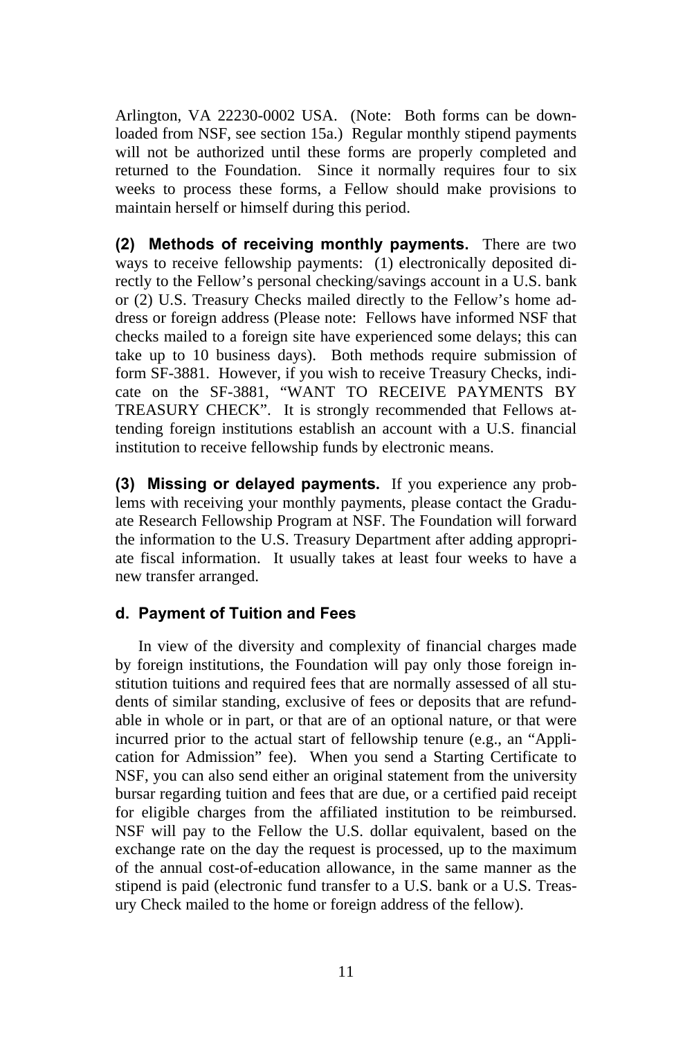Arlington, VA 22230-0002 USA. (Note: Both forms can be downloaded from NSF, see section 15a.) Regular monthly stipend payments will not be authorized until these forms are properly completed and returned to the Foundation. Since it normally requires four to six weeks to process these forms, a Fellow should make provisions to maintain herself or himself during this period.

**(2) Methods of receiving monthly payments.** There are two ways to receive fellowship payments: (1) electronically deposited directly to the Fellow's personal checking/savings account in a U.S. bank or (2) U.S. Treasury Checks mailed directly to the Fellow's home address or foreign address (Please note: Fellows have informed NSF that checks mailed to a foreign site have experienced some delays; this can take up to 10 business days). Both methods require submission of form SF-3881. However, if you wish to receive Treasury Checks, indicate on the SF-3881, "WANT TO RECEIVE PAYMENTS BY TREASURY CHECK". It is strongly recommended that Fellows attending foreign institutions establish an account with a U.S. financial institution to receive fellowship funds by electronic means.

**(3) Missing or delayed payments.** If you experience any problems with receiving your monthly payments, please contact the Graduate Research Fellowship Program at NSF. The Foundation will forward the information to the U.S. Treasury Department after adding appropriate fiscal information. It usually takes at least four weeks to have a new transfer arranged.

### d. Payment of Tuition and Fees

In view of the diversity and complexity of financial charges made by foreign institutions, the Foundation will pay only those foreign institution tuitions and required fees that are normally assessed of all students of similar standing, exclusive of fees or deposits that are refundable in whole or in part, or that are of an optional nature, or that were incurred prior to the actual start of fellowship tenure (e.g., an "Application for Admission" fee). When you send a Starting Certificate to NSF, you can also send either an original statement from the university bursar regarding tuition and fees that are due, or a certified paid receipt for eligible charges from the affiliated institution to be reimbursed. NSF will pay to the Fellow the U.S. dollar equivalent, based on the exchange rate on the day the request is processed, up to the maximum of the annual cost-of-education allowance, in the same manner as the stipend is paid (electronic fund transfer to a U.S. bank or a U.S. Treasury Check mailed to the home or foreign address of the fellow).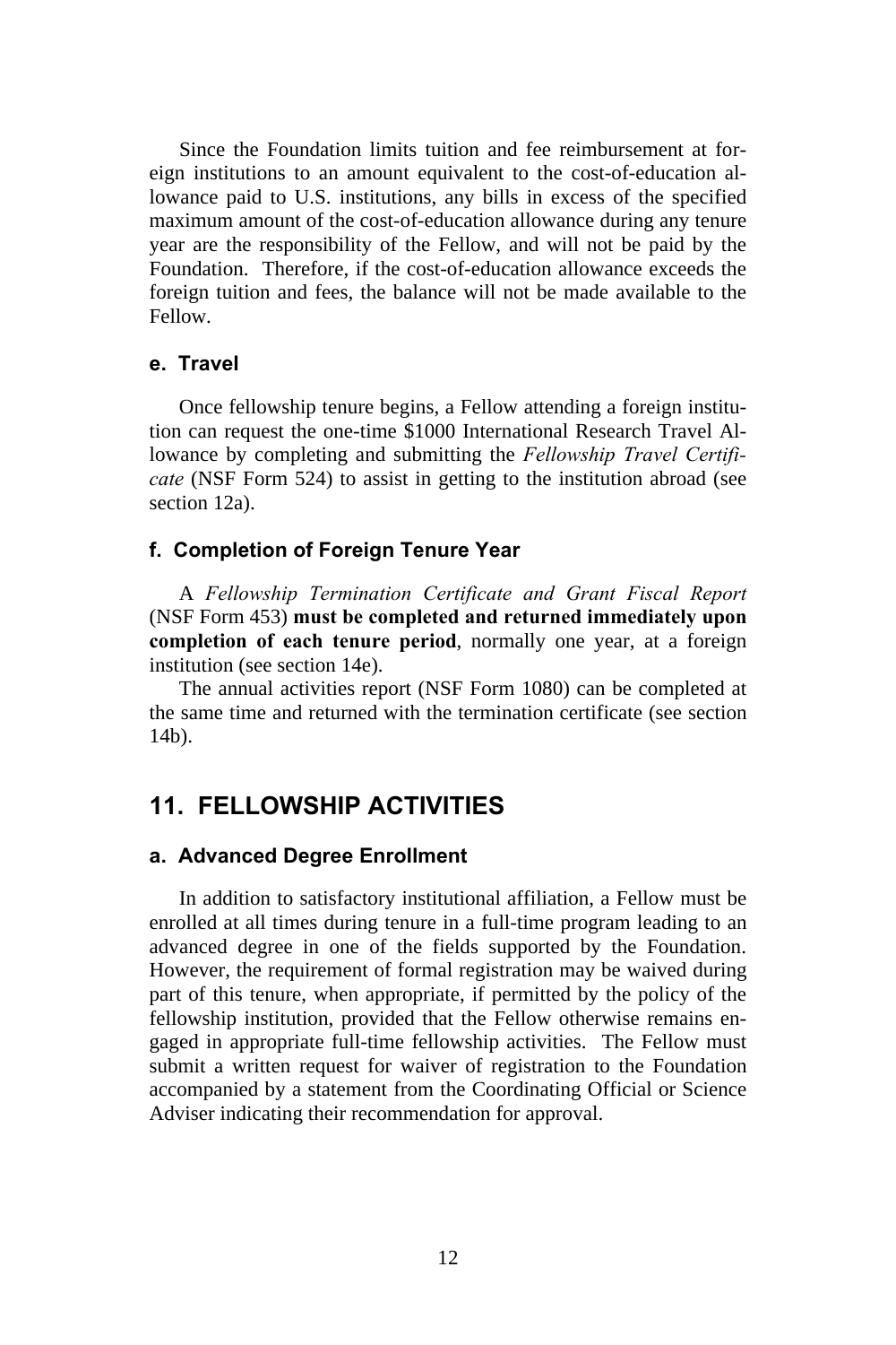Since the Foundation limits tuition and fee reimbursement at foreign institutions to an amount equivalent to the cost-of-education allowance paid to U.S. institutions, any bills in excess of the specified maximum amount of the cost-of-education allowance during any tenure year are the responsibility of the Fellow, and will not be paid by the Foundation. Therefore, if the cost-of-education allowance exceeds the foreign tuition and fees, the balance will not be made available to the Fellow.

### e. Travel

Once fellowship tenure begins, a Fellow attending a foreign institution can request the one-time $1000 International Research Travel Allowance by completing and submitting the *Fellowship Travel Certificate* (NSF Form 524) to assist in getting to the institution abroad (see section 12a).

### f. Completion of Foreign Tenure Year

A *Fellowship Termination Certificate and Grant Fiscal Report* (NSF Form 453) **must be completed and returned immediately upon completion of each tenure period**, normally one year, at a foreign institution (see section 14e).

The annual activities report (NSF Form 1080) can be completed at the same time and returned with the termination certificate (see section 14b).

## 11. FELLOWSHIP ACTIVITIES

### a. Advanced Degree Enrollment

In addition to satisfactory institutional affiliation, a Fellow must be enrolled at all times during tenure in a full-time program leading to an advanced degree in one of the fields supported by the Foundation. However, the requirement of formal registration may be waived during part of this tenure, when appropriate, if permitted by the policy of the fellowship institution, provided that the Fellow otherwise remains engaged in appropriate full-time fellowship activities. The Fellow must submit a written request for waiver of registration to the Foundation accompanied by a statement from the Coordinating Official or Science Adviser indicating their recommendation for approval.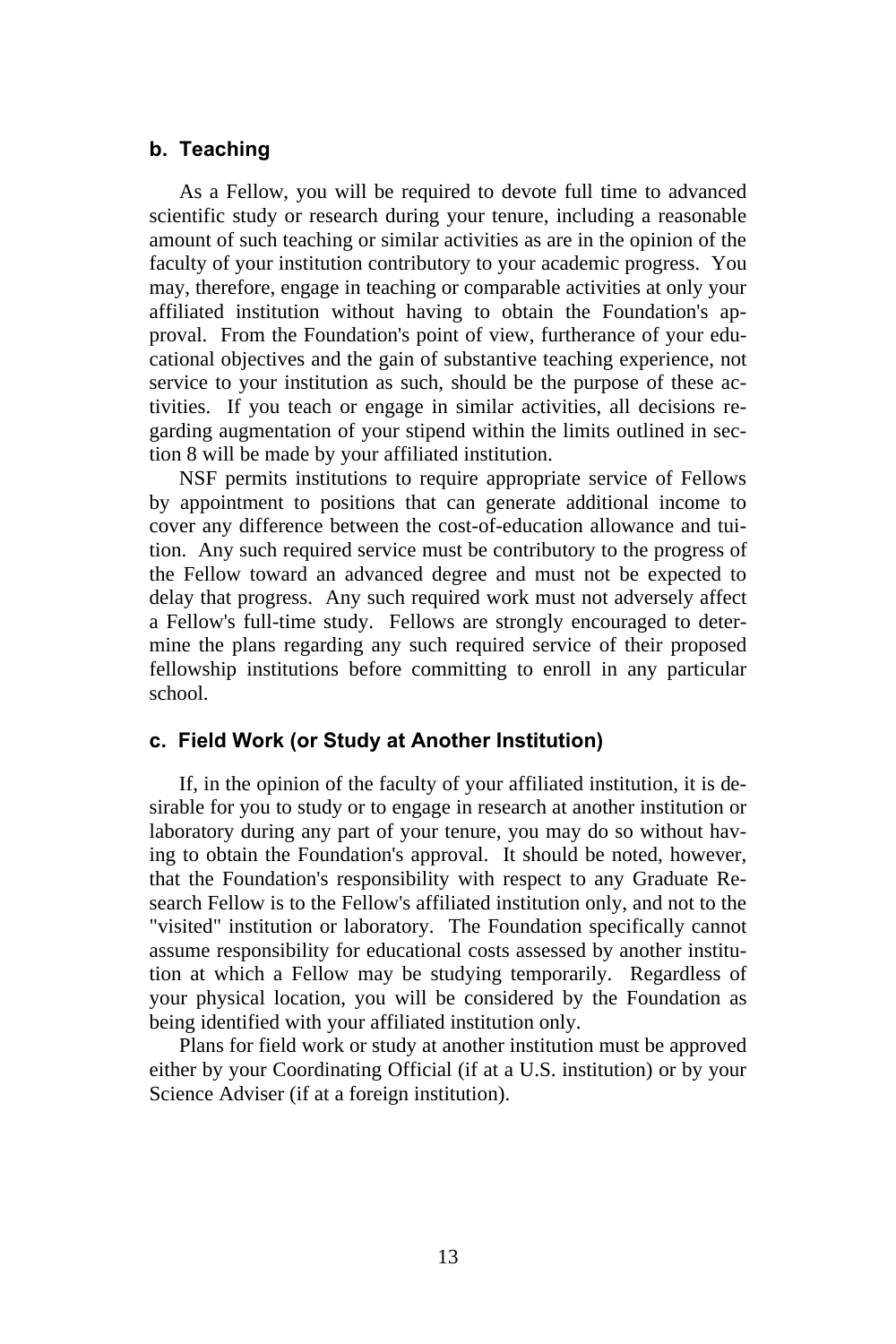### b. Teaching

As a Fellow, you will be required to devote full time to advanced scientific study or research during your tenure, including a reasonable amount of such teaching or similar activities as are in the opinion of the faculty of your institution contributory to your academic progress. You may, therefore, engage in teaching or comparable activities at only your affiliated institution without having to obtain the Foundation's approval. From the Foundation's point of view, furtherance of your educational objectives and the gain of substantive teaching experience, not service to your institution as such, should be the purpose of these activities. If you teach or engage in similar activities, all decisions regarding augmentation of your stipend within the limits outlined in section 8 will be made by your affiliated institution.

NSF permits institutions to require appropriate service of Fellows by appointment to positions that can generate additional income to cover any difference between the cost-of-education allowance and tuition. Any such required service must be contributory to the progress of the Fellow toward an advanced degree and must not be expected to delay that progress. Any such required work must not adversely affect a Fellow's full-time study. Fellows are strongly encouraged to determine the plans regarding any such required service of their proposed fellowship institutions before committing to enroll in any particular school.

### c. Field Work (or Study at Another Institution)

If, in the opinion of the faculty of your affiliated institution, it is desirable for you to study or to engage in research at another institution or laboratory during any part of your tenure, you may do so without having to obtain the Foundation's approval. It should be noted, however, that the Foundation's responsibility with respect to any Graduate Research Fellow is to the Fellow's affiliated institution only, and not to the "visited" institution or laboratory. The Foundation specifically cannot assume responsibility for educational costs assessed by another institution at which a Fellow may be studying temporarily. Regardless of your physical location, you will be considered by the Foundation as being identified with your affiliated institution only.

Plans for field work or study at another institution must be approved either by your Coordinating Official (if at a U.S. institution) or by your Science Adviser (if at a foreign institution).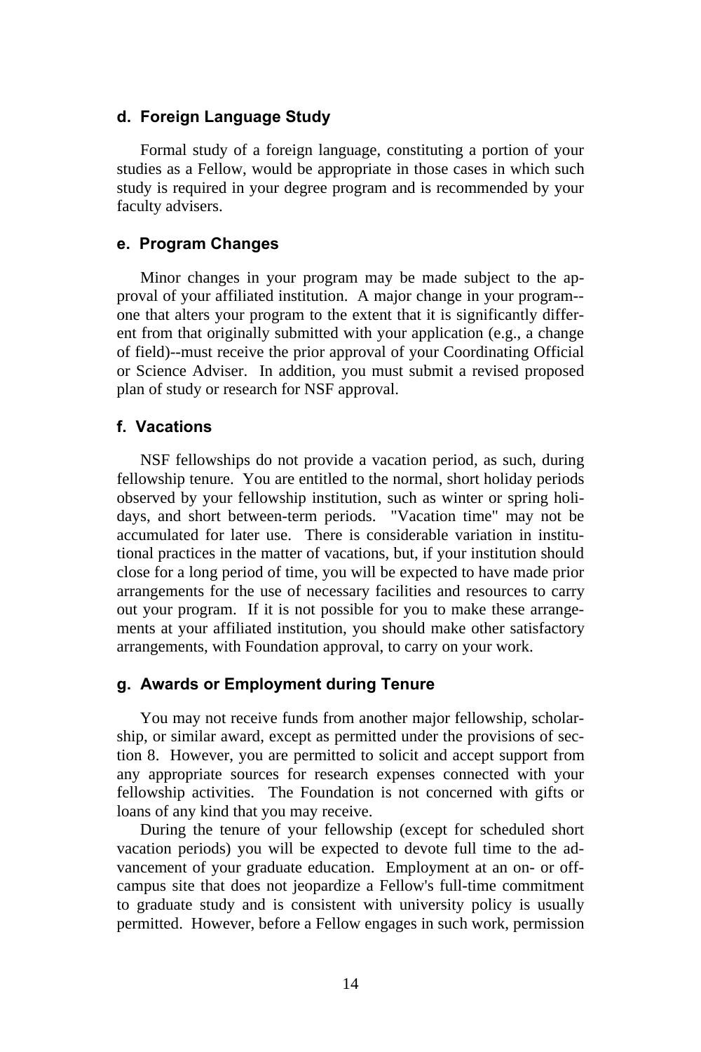### d. Foreign Language Study

Formal study of a foreign language, constituting a portion of your studies as a Fellow, would be appropriate in those cases in which such study is required in your degree program and is recommended by your faculty advisers.

### e. Program Changes

Minor changes in your program may be made subject to the approval of your affiliated institution. A major change in your program--one that alters your program to the extent that it is significantly different from that originally submitted with your application (e.g., a change of field)--must receive the prior approval of your Coordinating Official or Science Adviser. In addition, you must submit a revised proposed plan of study or research for NSF approval.

### f. Vacations

NSF fellowships do not provide a vacation period, as such, during fellowship tenure. You are entitled to the normal, short holiday periods observed by your fellowship institution, such as winter or spring holidays, and short between-term periods. "Vacation time" may not be accumulated for later use. There is considerable variation in institutional practices in the matter of vacations, but, if your institution should close for a long period of time, you will be expected to have made prior arrangements for the use of necessary facilities and resources to carry out your program. If it is not possible for you to make these arrangements at your affiliated institution, you should make other satisfactory arrangements, with Foundation approval, to carry on your work.

### g. Awards or Employment during Tenure

You may not receive funds from another major fellowship, scholarship, or similar award, except as permitted under the provisions of section 8. However, you are permitted to solicit and accept support from any appropriate sources for research expenses connected with your fellowship activities. The Foundation is not concerned with gifts or loans of any kind that you may receive.

During the tenure of your fellowship (except for scheduled short vacation periods) you will be expected to devote full time to the advancement of your graduate education. Employment at an on- or off-campus site that does not jeopardize a Fellow's full-time commitment to graduate study and is consistent with university policy is usually permitted. However, before a Fellow engages in such work, permission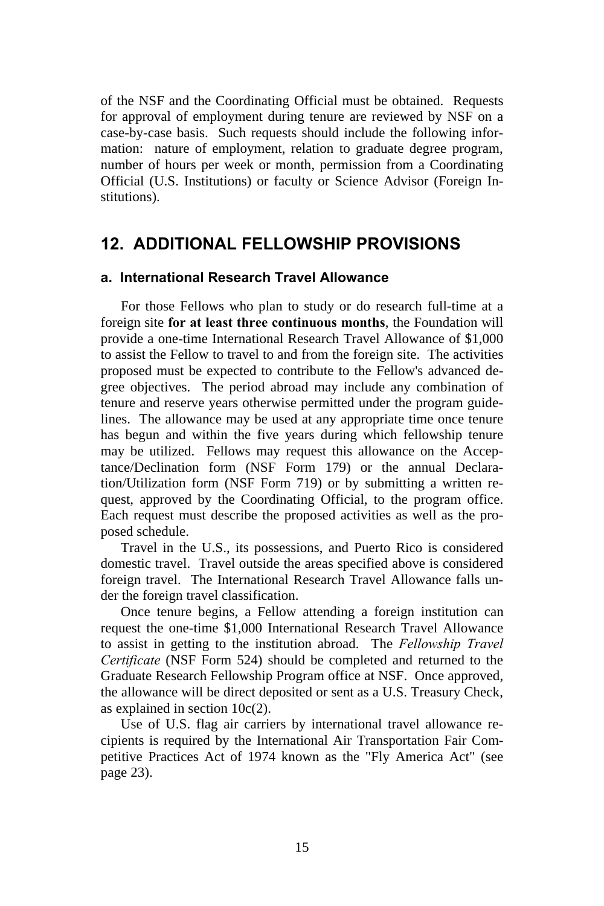of the NSF and the Coordinating Official must be obtained. Requests for approval of employment during tenure are reviewed by NSF on a case-by-case basis. Such requests should include the following information: nature of employment, relation to graduate degree program, number of hours per week or month, permission from a Coordinating Official (U.S. Institutions) or faculty or Science Advisor (Foreign Institutions).

## 12. ADDITIONAL FELLOWSHIP PROVISIONS

### a. International Research Travel Allowance

For those Fellows who plan to study or do research full-time at a foreign site **for at least three continuous months**, the Foundation will provide a one-time International Research Travel Allowance of $1,000 to assist the Fellow to travel to and from the foreign site. The activities proposed must be expected to contribute to the Fellow's advanced degree objectives. The period abroad may include any combination of tenure and reserve years otherwise permitted under the program guidelines. The allowance may be used at any appropriate time once tenure has begun and within the five years during which fellowship tenure may be utilized. Fellows may request this allowance on the Acceptance/Declination form (NSF Form 179) or the annual Declaration/Utilization form (NSF Form 719) or by submitting a written request, approved by the Coordinating Official, to the program office. Each request must describe the proposed activities as well as the proposed schedule.

Travel in the U.S., its possessions, and Puerto Rico is considered domestic travel. Travel outside the areas specified above is considered foreign travel. The International Research Travel Allowance falls under the foreign travel classification.

Once tenure begins, a Fellow attending a foreign institution can request the one-time $1,000 International Research Travel Allowance to assist in getting to the institution abroad. The *Fellowship Travel Certificate* (NSF Form 524) should be completed and returned to the Graduate Research Fellowship Program office at NSF. Once approved, the allowance will be direct deposited or sent as a U.S. Treasury Check, as explained in section 10c(2).

Use of U.S. flag air carriers by international travel allowance recipients is required by the International Air Transportation Fair Competitive Practices Act of 1974 known as the "Fly America Act" (see page 23).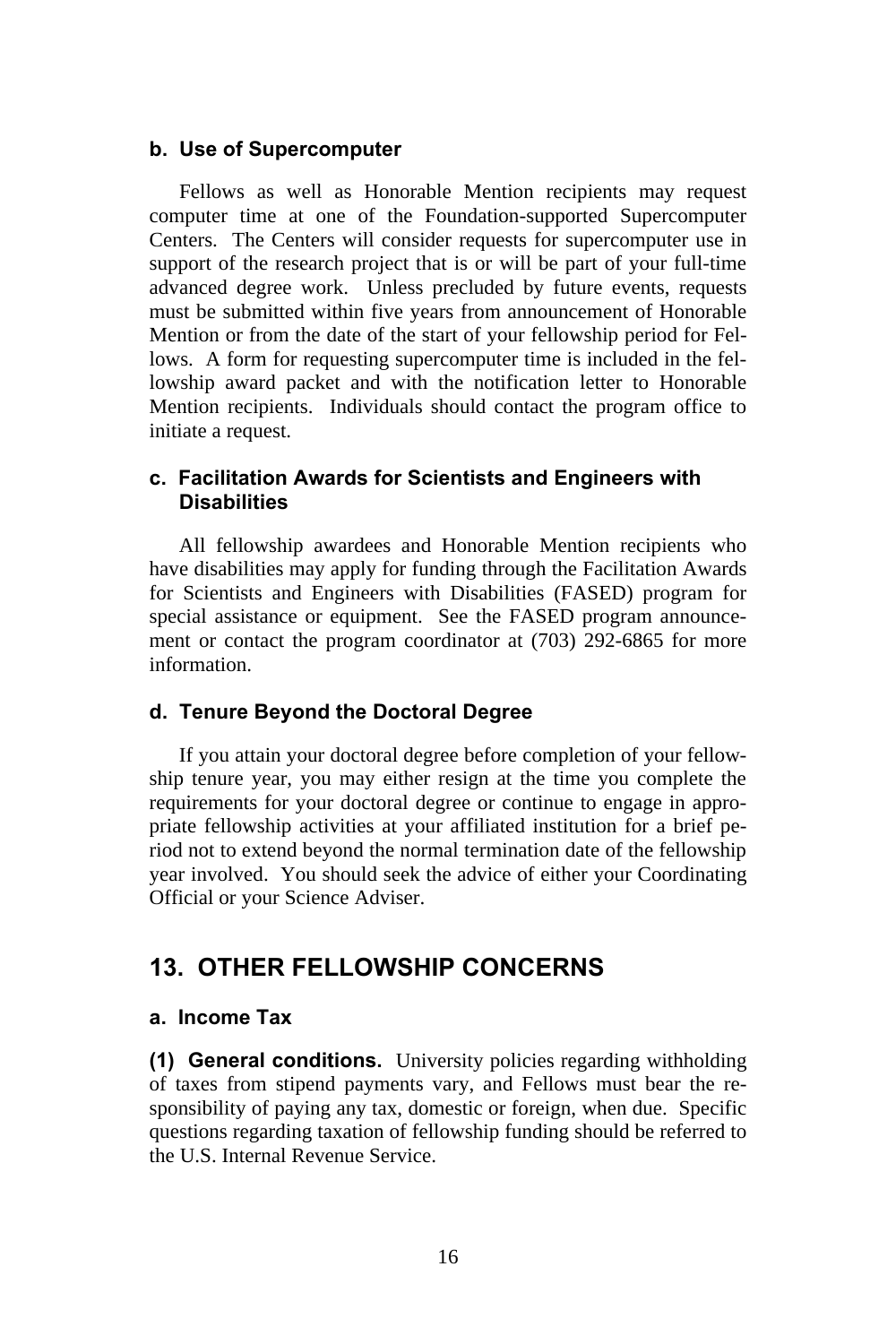### b. Use of Supercomputer

Fellows as well as Honorable Mention recipients may request computer time at one of the Foundation-supported Supercomputer Centers. The Centers will consider requests for supercomputer use in support of the research project that is or will be part of your full-time advanced degree work. Unless precluded by future events, requests must be submitted within five years from announcement of Honorable Mention or from the date of the start of your fellowship period for Fellows. A form for requesting supercomputer time is included in the fellowship award packet and with the notification letter to Honorable Mention recipients. Individuals should contact the program office to initiate a request.

### c. Facilitation Awards for Scientists and Engineers with Disabilities

All fellowship awardees and Honorable Mention recipients who have disabilities may apply for funding through the Facilitation Awards for Scientists and Engineers with Disabilities (FASED) program for special assistance or equipment. See the FASED program announcement or contact the program coordinator at (703) 292-6865 for more information.

### d. Tenure Beyond the Doctoral Degree

If you attain your doctoral degree before completion of your fellowship tenure year, you may either resign at the time you complete the requirements for your doctoral degree or continue to engage in appropriate fellowship activities at your affiliated institution for a brief period not to extend beyond the normal termination date of the fellowship year involved. You should seek the advice of either your Coordinating Official or your Science Adviser.

## 13. OTHER FELLOWSHIP CONCERNS

### a. Income Tax

**(1) General conditions.** University policies regarding withholding of taxes from stipend payments vary, and Fellows must bear the responsibility of paying any tax, domestic or foreign, when due. Specific questions regarding taxation of fellowship funding should be referred to the U.S. Internal Revenue Service.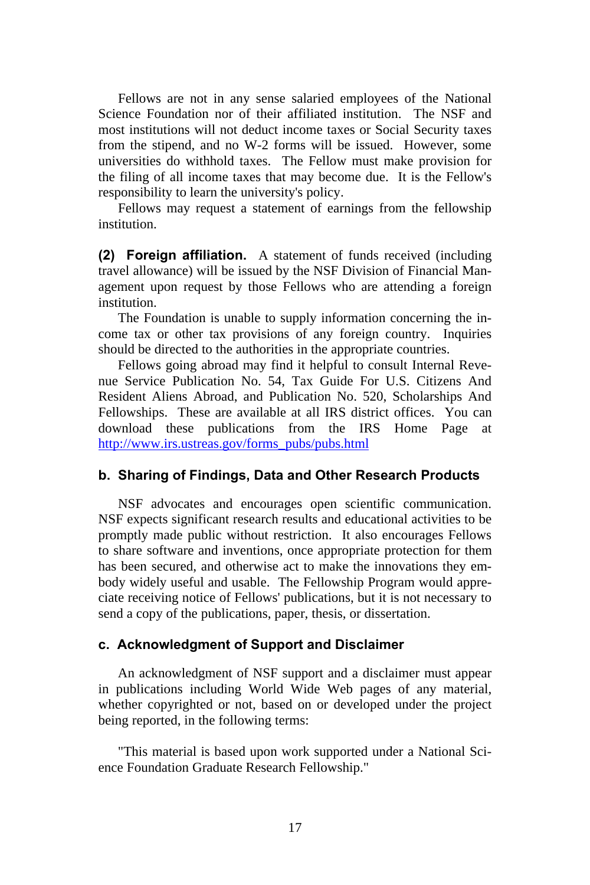Fellows are not in any sense salaried employees of the National Science Foundation nor of their affiliated institution. The NSF and most institutions will not deduct income taxes or Social Security taxes from the stipend, and no W-2 forms will be issued. However, some universities do withhold taxes. The Fellow must make provision for the filing of all income taxes that may become due. It is the Fellow's responsibility to learn the university's policy.

Fellows may request a statement of earnings from the fellowship institution.

**(2) Foreign affiliation.** A statement of funds received (including travel allowance) will be issued by the NSF Division of Financial Management upon request by those Fellows who are attending a foreign institution.

The Foundation is unable to supply information concerning the income tax or other tax provisions of any foreign country. Inquiries should be directed to the authorities in the appropriate countries.

Fellows going abroad may find it helpful to consult Internal Revenue Service Publication No. 54, Tax Guide For U.S. Citizens And Resident Aliens Abroad, and Publication No. 520, Scholarships And Fellowships. These are available at all IRS district offices. You can download these publications from the IRS Home Page at http://www.irs.ustreas.gov/forms_pubs/pubs.html

### b. Sharing of Findings, Data and Other Research Products

NSF advocates and encourages open scientific communication. NSF expects significant research results and educational activities to be promptly made public without restriction. It also encourages Fellows to share software and inventions, once appropriate protection for them has been secured, and otherwise act to make the innovations they embody widely useful and usable. The Fellowship Program would appreciate receiving notice of Fellows' publications, but it is not necessary to send a copy of the publications, paper, thesis, or dissertation.

### c. Acknowledgment of Support and Disclaimer

An acknowledgment of NSF support and a disclaimer must appear in publications including World Wide Web pages of any material, whether copyrighted or not, based on or developed under the project being reported, in the following terms:

"This material is based upon work supported under a National Science Foundation Graduate Research Fellowship."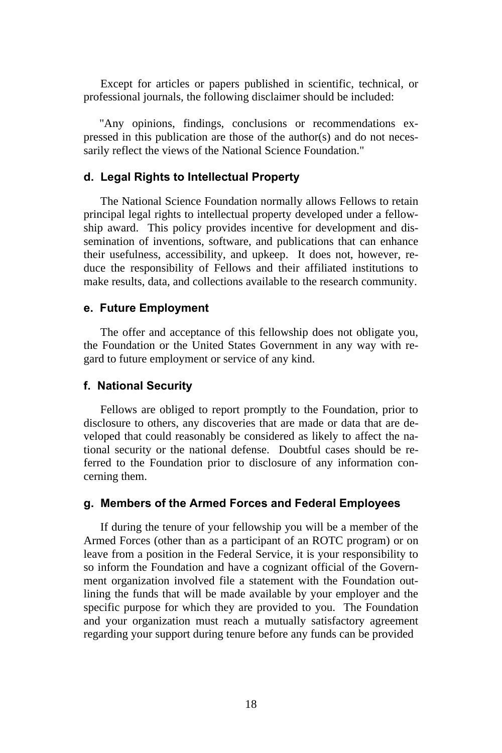Except for articles or papers published in scientific, technical, or professional journals, the following disclaimer should be included:

"Any opinions, findings, conclusions or recommendations expressed in this publication are those of the author(s) and do not necessarily reflect the views of the National Science Foundation."

### d. Legal Rights to Intellectual Property

The National Science Foundation normally allows Fellows to retain principal legal rights to intellectual property developed under a fellowship award. This policy provides incentive for development and dissemination of inventions, software, and publications that can enhance their usefulness, accessibility, and upkeep. It does not, however, reduce the responsibility of Fellows and their affiliated institutions to make results, data, and collections available to the research community.

### e. Future Employment

The offer and acceptance of this fellowship does not obligate you, the Foundation or the United States Government in any way with regard to future employment or service of any kind.

### f. National Security

Fellows are obliged to report promptly to the Foundation, prior to disclosure to others, any discoveries that are made or data that are developed that could reasonably be considered as likely to affect the national security or the national defense. Doubtful cases should be referred to the Foundation prior to disclosure of any information concerning them.

### g. Members of the Armed Forces and Federal Employees

If during the tenure of your fellowship you will be a member of the Armed Forces (other than as a participant of an ROTC program) or on leave from a position in the Federal Service, it is your responsibility to so inform the Foundation and have a cognizant official of the Government organization involved file a statement with the Foundation outlining the funds that will be made available by your employer and the specific purpose for which they are provided to you. The Foundation and your organization must reach a mutually satisfactory agreement regarding your support during tenure before any funds can be provided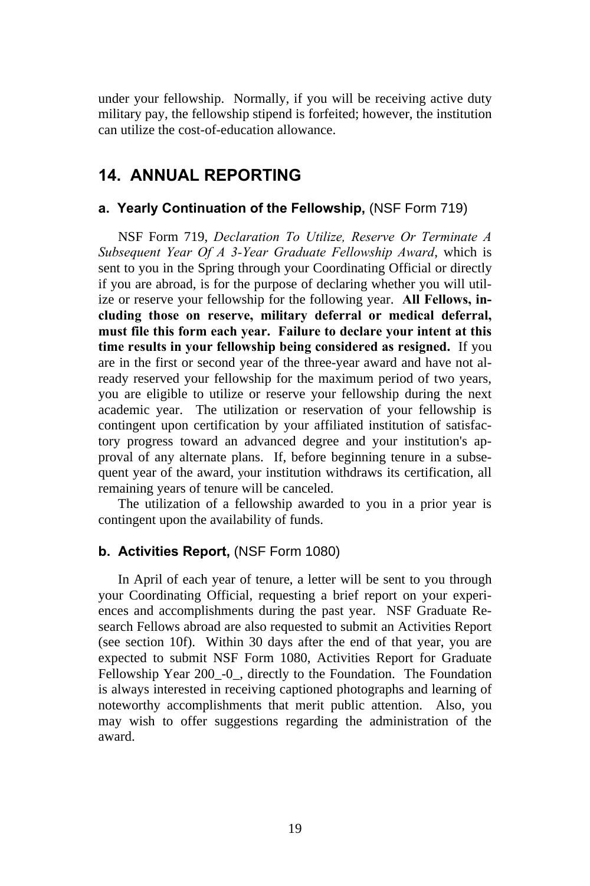under your fellowship. Normally, if you will be receiving active duty military pay, the fellowship stipend is forfeited; however, the institution can utilize the cost-of-education allowance.

## 14. ANNUAL REPORTING

### a. Yearly Continuation of the Fellowship, (NSF Form 719)

NSF Form 719, *Declaration To Utilize, Reserve Or Terminate A Subsequent Year Of A 3-Year Graduate Fellowship Award*, which is sent to you in the Spring through your Coordinating Official or directly if you are abroad, is for the purpose of declaring whether you will utilize or reserve your fellowship for the following year. **All Fellows, including those on reserve, military deferral or medical deferral, must file this form each year. Failure to declare your intent at this time results in your fellowship being considered as resigned.** If you are in the first or second year of the three-year award and have not already reserved your fellowship for the maximum period of two years, you are eligible to utilize or reserve your fellowship during the next academic year. The utilization or reservation of your fellowship is contingent upon certification by your affiliated institution of satisfactory progress toward an advanced degree and your institution's approval of any alternate plans. If, before beginning tenure in a subsequent year of the award, your institution withdraws its certification, all remaining years of tenure will be canceled.

The utilization of a fellowship awarded to you in a prior year is contingent upon the availability of funds.

### b. Activities Report, (NSF Form 1080)

In April of each year of tenure, a letter will be sent to you through your Coordinating Official, requesting a brief report on your experiences and accomplishments during the past year. NSF Graduate Research Fellows abroad are also requested to submit an Activities Report (see section 10f). Within 30 days after the end of that year, you are expected to submit NSF Form 1080, Activities Report for Graduate Fellowship Year 200_-0_, directly to the Foundation. The Foundation is always interested in receiving captioned photographs and learning of noteworthy accomplishments that merit public attention. Also, you may wish to offer suggestions regarding the administration of the award.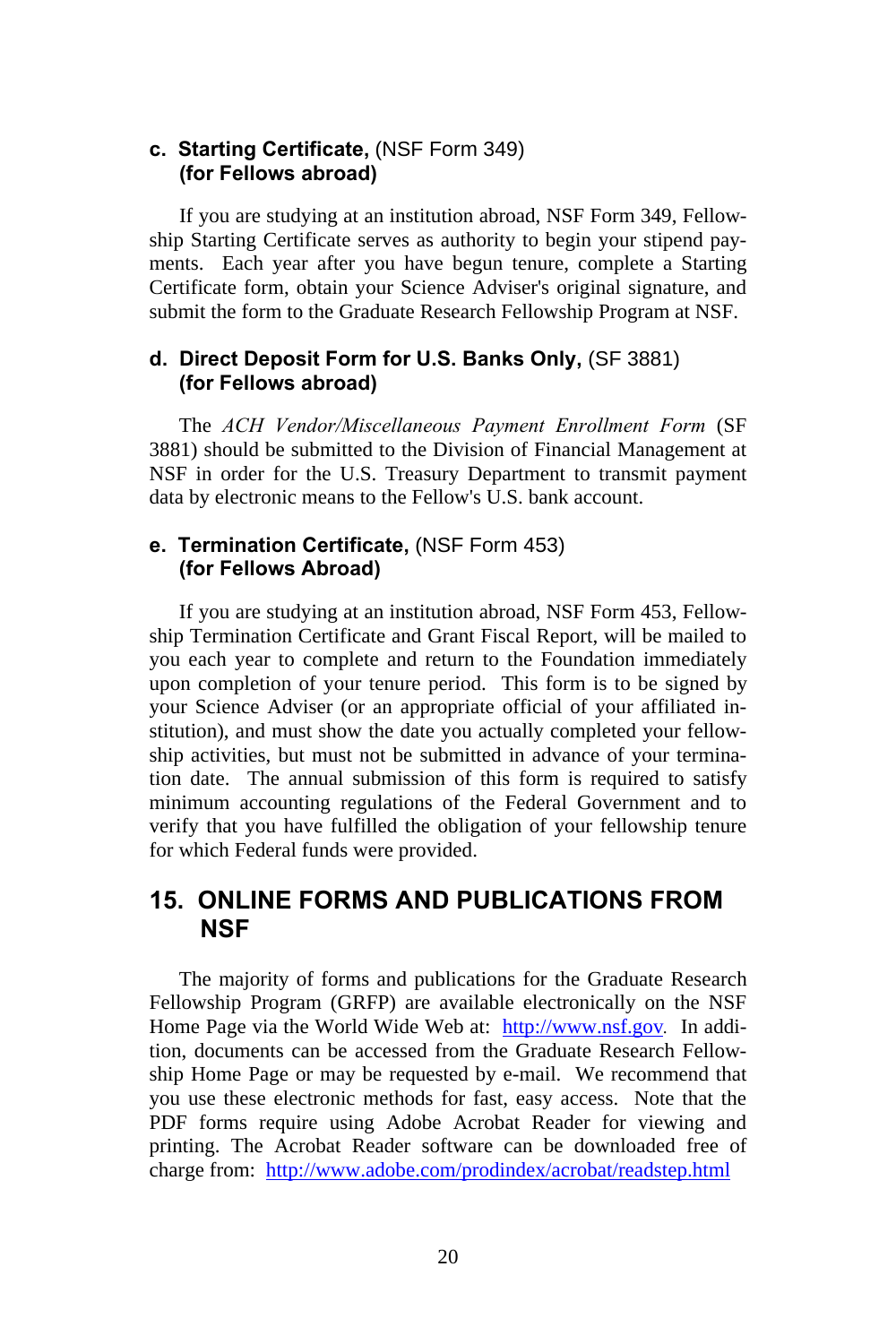### c. **Starting Certificate,** (NSF Form 349) **(for Fellows abroad)**

If you are studying at an institution abroad, NSF Form 349, Fellowship Starting Certificate serves as authority to begin your stipend payments. Each year after you have begun tenure, complete a Starting Certificate form, obtain your Science Adviser's original signature, and submit the form to the Graduate Research Fellowship Program at NSF.

### d. **Direct Deposit Form for U.S. Banks Only,** (SF 3881) **(for Fellows abroad)**

The *ACH Vendor/Miscellaneous Payment Enrollment Form* (SF 3881) should be submitted to the Division of Financial Management at NSF in order for the U.S. Treasury Department to transmit payment data by electronic means to the Fellow's U.S. bank account.

### e. **Termination Certificate,** (NSF Form 453) **(for Fellows Abroad)**

If you are studying at an institution abroad, NSF Form 453, Fellowship Termination Certificate and Grant Fiscal Report, will be mailed to you each year to complete and return to the Foundation immediately upon completion of your tenure period. This form is to be signed by your Science Adviser (or an appropriate official of your affiliated institution), and must show the date you actually completed your fellowship activities, but must not be submitted in advance of your termination date. The annual submission of this form is required to satisfy minimum accounting regulations of the Federal Government and to verify that you have fulfilled the obligation of your fellowship tenure for which Federal funds were provided.

## 15. ONLINE FORMS AND PUBLICATIONS FROM NSF

The majority of forms and publications for the Graduate Research Fellowship Program (GRFP) are available electronically on the NSF Home Page via the World Wide Web at: http://www.nsf.gov. In addition, documents can be accessed from the Graduate Research Fellowship Home Page or may be requested by e-mail. We recommend that you use these electronic methods for fast, easy access. Note that the PDF forms require using Adobe Acrobat Reader for viewing and printing. The Acrobat Reader software can be downloaded free of charge from: http://www.adobe.com/prodindex/acrobat/readstep.html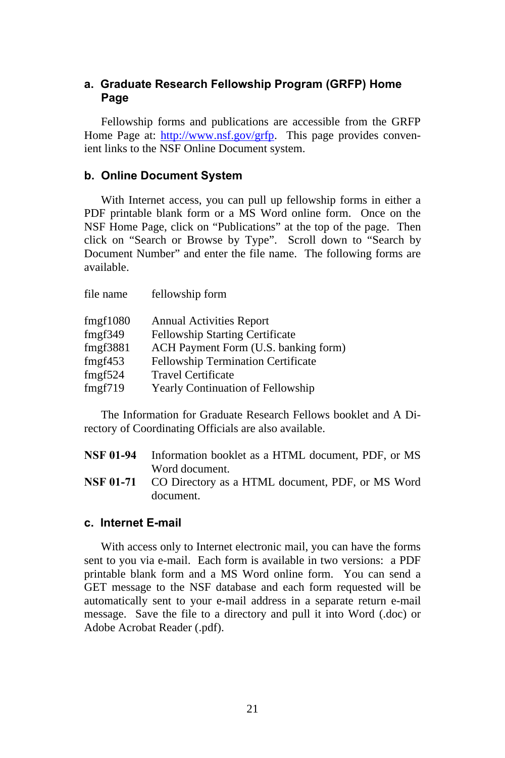### a. Graduate Research Fellowship Program (GRFP) Home Page

Fellowship forms and publications are accessible from the GRFP Home Page at: http://www.nsf.gov/grfp. This page provides convenient links to the NSF Online Document system.

### b. Online Document System

With Internet access, you can pull up fellowship forms in either a PDF printable blank form or a MS Word online form. Once on the NSF Home Page, click on "Publications" at the top of the page. Then click on "Search or Browse by Type". Scroll down to "Search by Document Number" and enter the file name. The following forms are available.

| file name | fellowship form |
|---|---|
| fmgf1080 | Annual Activities Report |
| fmgf349 | Fellowship Starting Certificate |
| fmgf3881 | ACH Payment Form (U.S. banking form) |
| fmgf453 | Fellowship Termination Certificate |
| fmgf524 | Travel Certificate |
| fmgf719 | Yearly Continuation of Fellowship |

The Information for Graduate Research Fellows booklet and A Directory of Coordinating Officials are also available.

**NSF 01-94** Information booklet as a HTML document, PDF, or MS Word document.

**NSF 01-71** CO Directory as a HTML document, PDF, or MS Word document.

### c. Internet E-mail

With access only to Internet electronic mail, you can have the forms sent to you via e-mail. Each form is available in two versions: a PDF printable blank form and a MS Word online form. You can send a GET message to the NSF database and each form requested will be automatically sent to your e-mail address in a separate return e-mail message. Save the file to a directory and pull it into Word (.doc) or Adobe Acrobat Reader (.pdf).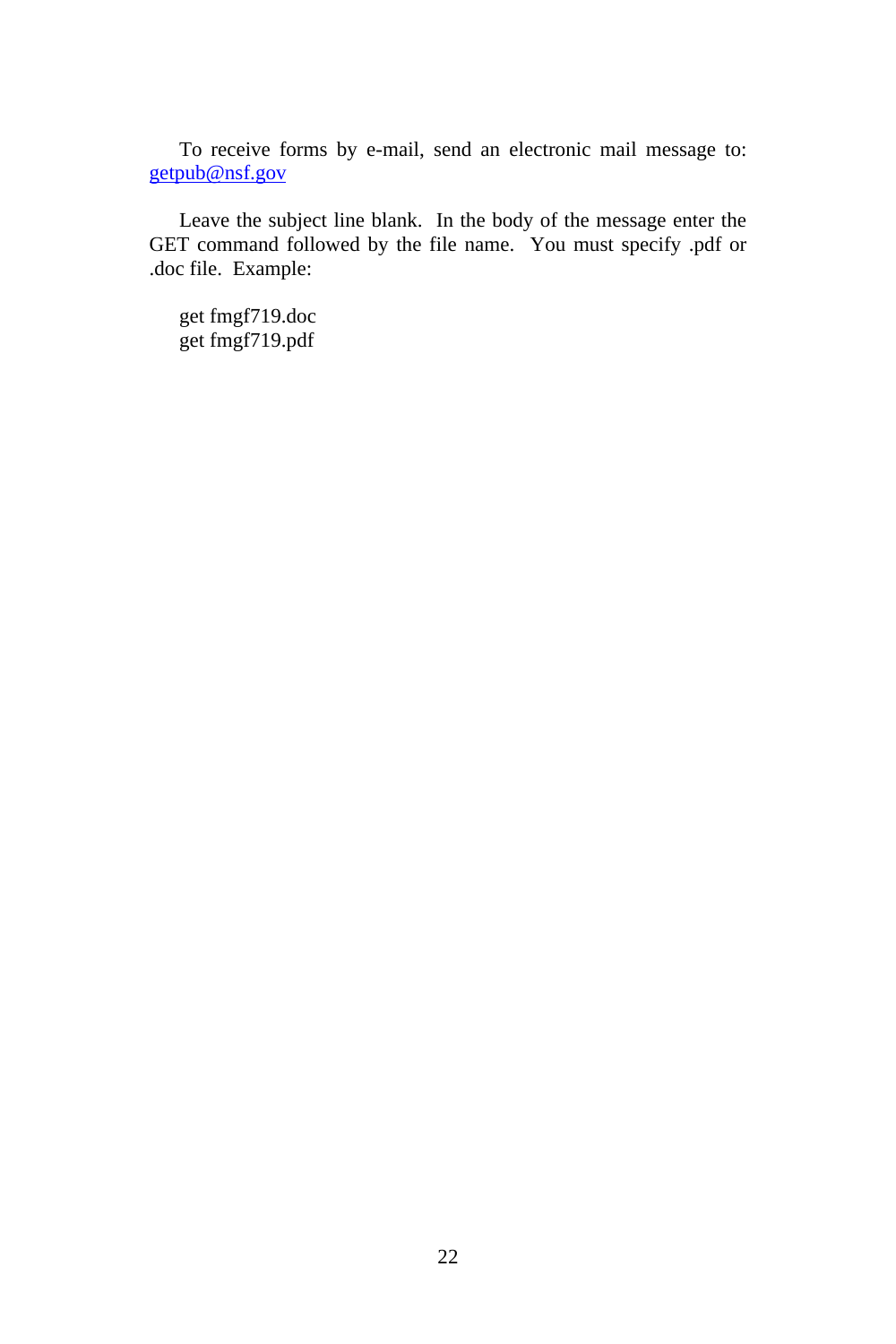To receive forms by e-mail, send an electronic mail message to: getpub@nsf.gov

Leave the subject line blank. In the body of the message enter the GET command followed by the file name. You must specify .pdf or .doc file. Example:

get fmgf719.doc
get fmgf719.pdf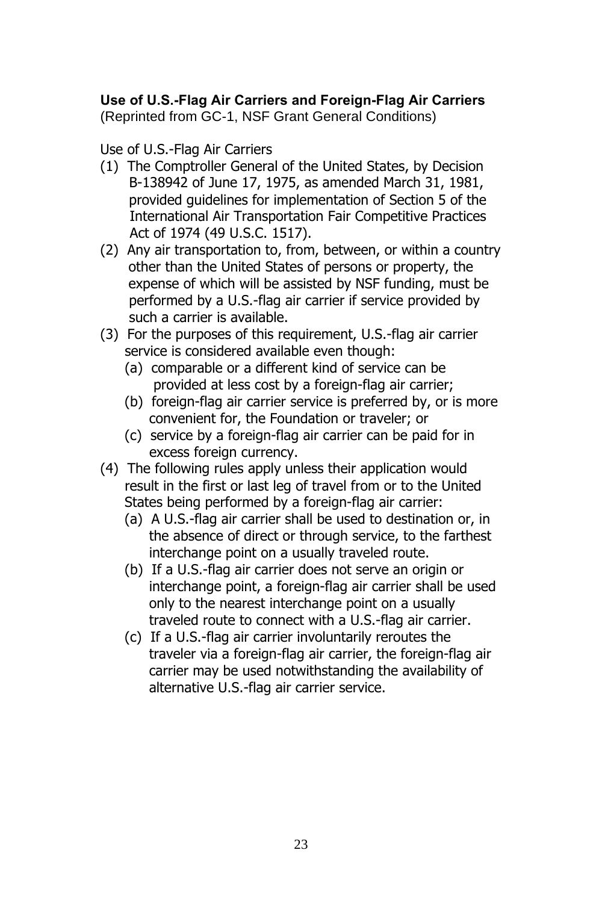**Use of U.S.-Flag Air Carriers and Foreign-Flag Air Carriers**
(Reprinted from GC-1, NSF Grant General Conditions)

Use of U.S.-Flag Air Carriers

(1) The Comptroller General of the United States, by Decision B-138942 of June 17, 1975, as amended March 31, 1981, provided guidelines for implementation of Section 5 of the International Air Transportation Fair Competitive Practices Act of 1974 (49 U.S.C. 1517).

(2) Any air transportation to, from, between, or within a country other than the United States of persons or property, the expense of which will be assisted by NSF funding, must be performed by a U.S.-flag air carrier if service provided by such a carrier is available.

(3) For the purposes of this requirement, U.S.-flag air carrier service is considered available even though:
   - (a) comparable or a different kind of service can be provided at less cost by a foreign-flag air carrier;
   - (b) foreign-flag air carrier service is preferred by, or is more convenient for, the Foundation or traveler; or
   - (c) service by a foreign-flag air carrier can be paid for in excess foreign currency.

(4) The following rules apply unless their application would result in the first or last leg of travel from or to the United States being performed by a foreign-flag air carrier:
   - (a) A U.S.-flag air carrier shall be used to destination or, in the absence of direct or through service, to the farthest interchange point on a usually traveled route.
   - (b) If a U.S.-flag air carrier does not serve an origin or interchange point, a foreign-flag air carrier shall be used only to the nearest interchange point on a usually traveled route to connect with a U.S.-flag air carrier.
   - (c) If a U.S.-flag air carrier involuntarily reroutes the traveler via a foreign-flag air carrier, the foreign-flag air carrier may be used notwithstanding the availability of alternative U.S.-flag air carrier service.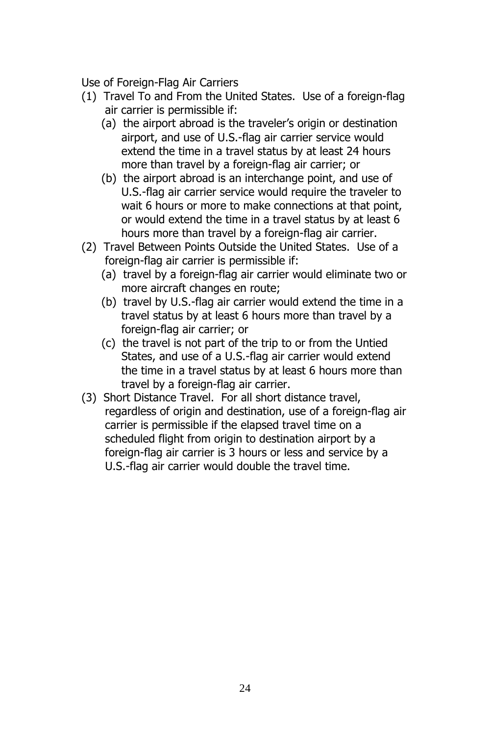Use of Foreign-Flag Air Carriers

(1) Travel To and From the United States. Use of a foreign-flag air carrier is permissible if:
   (a) the airport abroad is the traveler's origin or destination airport, and use of U.S.-flag air carrier service would extend the time in a travel status by at least 24 hours more than travel by a foreign-flag air carrier; or
   (b) the airport abroad is an interchange point, and use of U.S.-flag air carrier service would require the traveler to wait 6 hours or more to make connections at that point, or would extend the time in a travel status by at least 6 hours more than travel by a foreign-flag air carrier.

(2) Travel Between Points Outside the United States. Use of a foreign-flag air carrier is permissible if:
   (a) travel by a foreign-flag air carrier would eliminate two or more aircraft changes en route;
   (b) travel by U.S.-flag air carrier would extend the time in a travel status by at least 6 hours more than travel by a foreign-flag air carrier; or
   (c) the travel is not part of the trip to or from the Untied States, and use of a U.S.-flag air carrier would extend the time in a travel status by at least 6 hours more than travel by a foreign-flag air carrier.

(3) Short Distance Travel. For all short distance travel, regardless of origin and destination, use of a foreign-flag air carrier is permissible if the elapsed travel time on a scheduled flight from origin to destination airport by a foreign-flag air carrier is 3 hours or less and service by a U.S.-flag air carrier would double the travel time.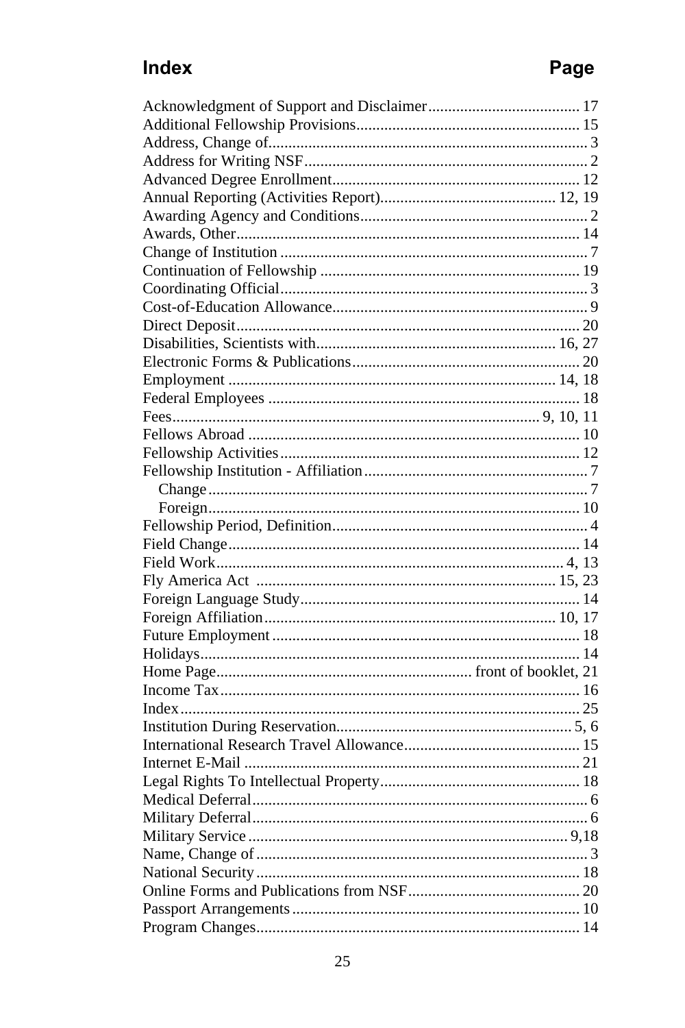| Index | Page |
|---|---|
| Acknowledgment of Support and Disclaimer | 17 |
| Additional Fellowship Provisions | 15 |
| Address, Change of | 3 |
| Address for Writing NSF | 2 |
| Advanced Degree Enrollment | 12 |
| Annual Reporting (Activities Report) | 12, 19 |
| Awarding Agency and Conditions | 2 |
| Awards, Other | 14 |
| Change of Institution | 7 |
| Continuation of Fellowship | 19 |
| Coordinating Official | 3 |
| Cost-of-Education Allowance | 9 |
| Direct Deposit | 20 |
| Disabilities, Scientists with | 16, 27 |
| Electronic Forms & Publications | 20 |
| Employment | 14, 18 |
| Federal Employees | 18 |
| Fees | 9, 10, 11 |
| Fellows Abroad | 10 |
| Fellowship Activities | 12 |
| Fellowship Institution - Affiliation | 7 |
| Change | 7 |
| Foreign | 10 |
| Fellowship Period, Definition | 4 |
| Field Change | 14 |
| Field Work | 4, 13 |
| Fly America Act | 15, 23 |
| Foreign Language Study | 14 |
| Foreign Affiliation | 10, 17 |
| Future Employment | 18 |
| Holidays | 14 |
| Home Page | front of booklet, 21 |
| Income Tax | 16 |
| Index | 25 |
| Institution During Reservation | 5, 6 |
| International Research Travel Allowance | 15 |
| Internet E-Mail | 21 |
| Legal Rights To Intellectual Property | 18 |
| Medical Deferral | 6 |
| Military Deferral | 6 |
| Military Service | 9,18 |
| Name, Change of | 3 |
| National Security | 18 |
| Online Forms and Publications from NSF | 20 |
| Passport Arrangements | 10 |
| Program Changes | 14 |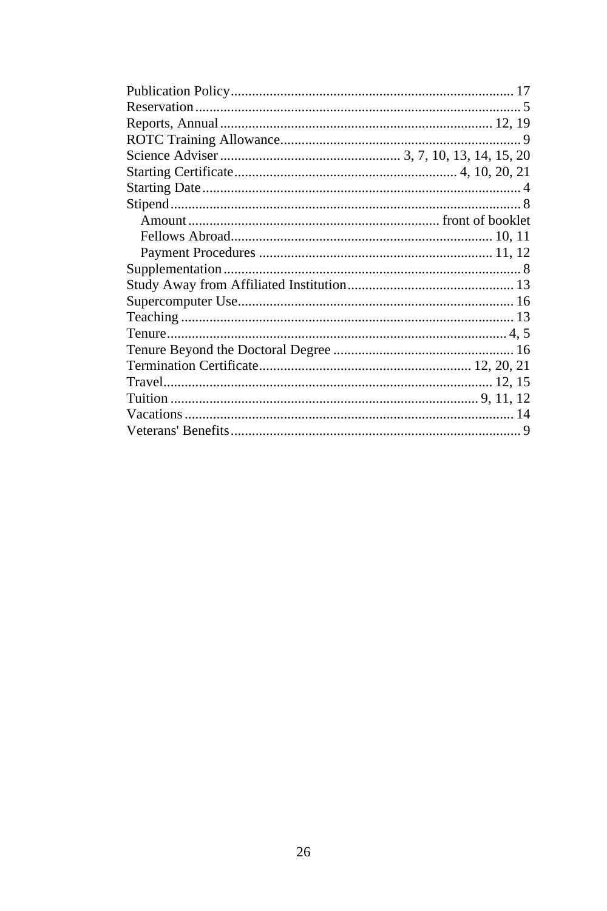Publication Policy ........................................................................ 17
Reservation .................................................................................... 5
Reports, Annual ........................................................................ 12, 19
ROTC Training Allowance .............................................................. 9
Science Adviser ................................................ 3, 7, 10, 13, 14, 15, 20
Starting Certificate ........................................................... 4, 10, 20, 21
Starting Date ................................................................................... 4
Stipend ........................................................................................... 8
    Amount ........................................................................ front of booklet
    Fellows Abroad ......................................................................... 10, 11
    Payment Procedures ................................................................ 11, 12
Supplementation ............................................................................. 8
Study Away from Affiliated Institution ........................................... 13
Supercomputer Use ........................................................................ 16
Teaching ....................................................................................... 13
Tenure ......................................................................................... 4, 5
Tenure Beyond the Doctoral Degree .............................................. 16
Termination Certificate ........................................................ 12, 20, 21
Travel ........................................................................................ 12, 15
Tuition ................................................................................... 9, 11, 12
Vacations ...................................................................................... 14
Veterans' Benefits ............................................................................ 9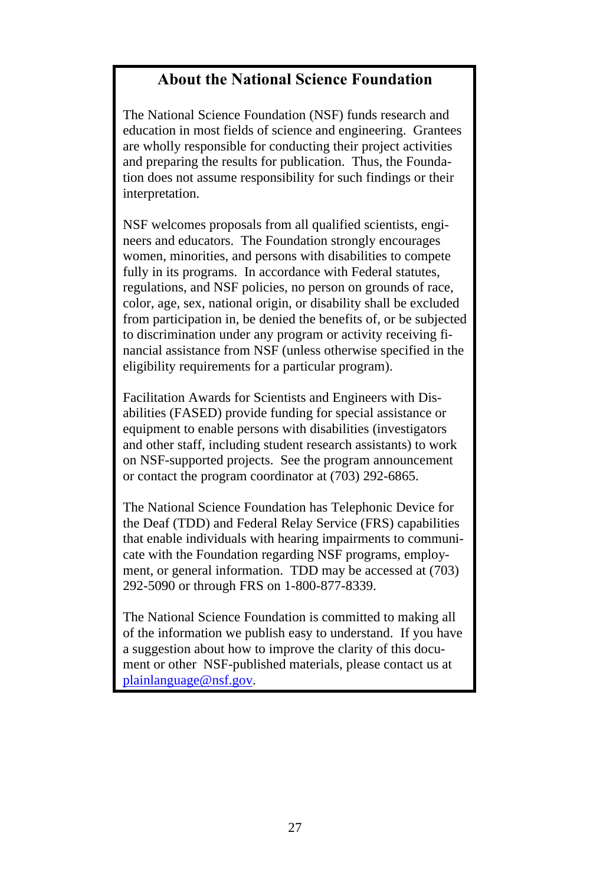## About the National Science Foundation

The National Science Foundation (NSF) funds research and education in most fields of science and engineering. Grantees are wholly responsible for conducting their project activities and preparing the results for publication. Thus, the Foundation does not assume responsibility for such findings or their interpretation.

NSF welcomes proposals from all qualified scientists, engineers and educators. The Foundation strongly encourages women, minorities, and persons with disabilities to compete fully in its programs. In accordance with Federal statutes, regulations, and NSF policies, no person on grounds of race, color, age, sex, national origin, or disability shall be excluded from participation in, be denied the benefits of, or be subjected to discrimination under any program or activity receiving financial assistance from NSF (unless otherwise specified in the eligibility requirements for a particular program).

Facilitation Awards for Scientists and Engineers with Disabilities (FASED) provide funding for special assistance or equipment to enable persons with disabilities (investigators and other staff, including student research assistants) to work on NSF-supported projects. See the program announcement or contact the program coordinator at (703) 292-6865.

The National Science Foundation has Telephonic Device for the Deaf (TDD) and Federal Relay Service (FRS) capabilities that enable individuals with hearing impairments to communicate with the Foundation regarding NSF programs, employment, or general information. TDD may be accessed at (703) 292-5090 or through FRS on 1-800-877-8339.

The National Science Foundation is committed to making all of the information we publish easy to understand. If you have a suggestion about how to improve the clarity of this document or other NSF-published materials, please contact us at plainlanguage@nsf.gov.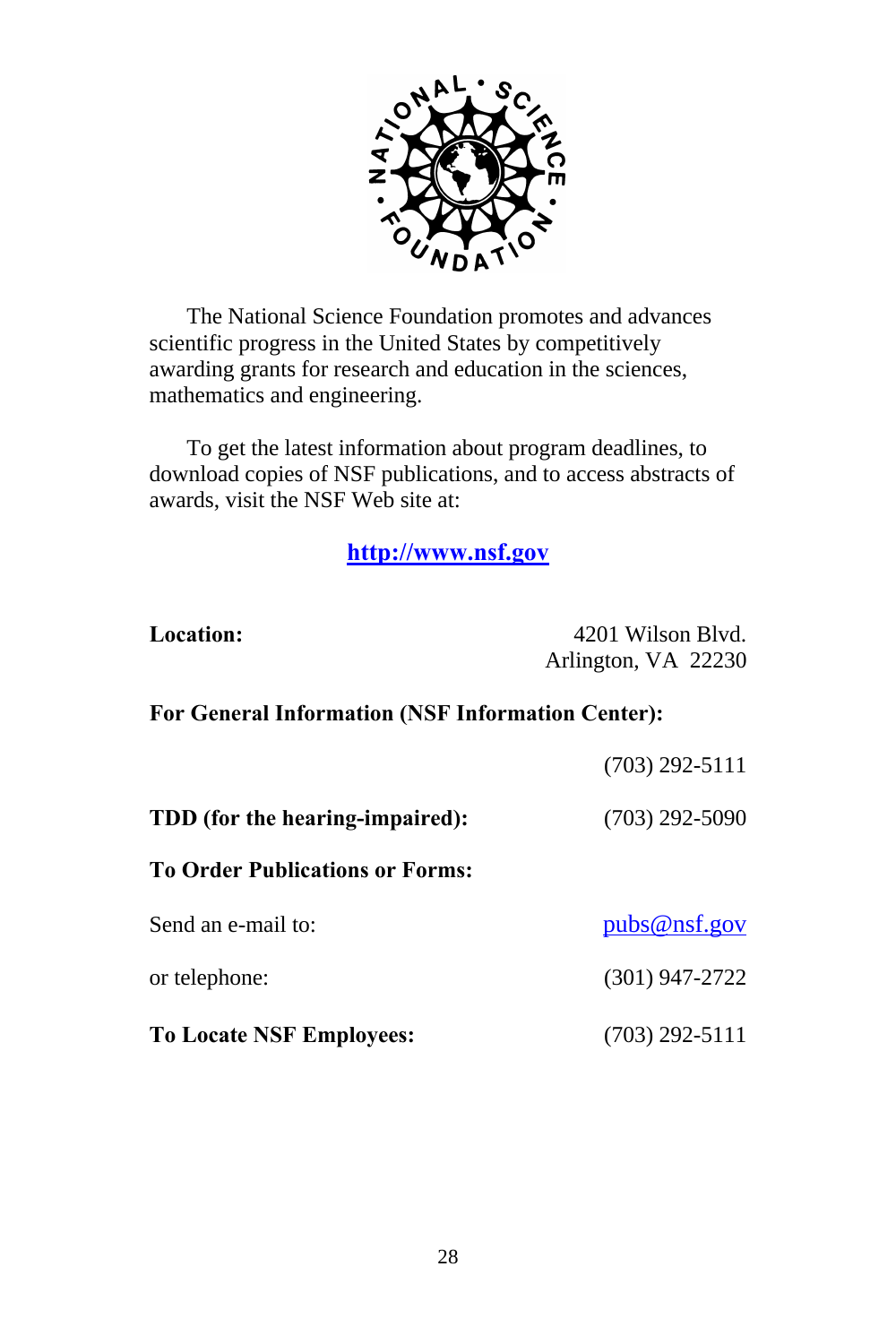The National Science Foundation promotes and advances scientific progress in the United States by competitively awarding grants for research and education in the sciences, mathematics and engineering.

To get the latest information about program deadlines, to download copies of NSF publications, and to access abstracts of awards, visit the NSF Web site at:

**http://www.nsf.gov**

| | |
|---|---|
| **Location:** | 4201 Wilson Blvd.<br>Arlington, VA 22230 |
| **For General Information (NSF Information Center):** | |
| | (703) 292-5111 |
| **TDD (for the hearing-impaired):** | (703) 292-5090 |
| **To Order Publications or Forms:** | |
| Send an e-mail to: | pubs@nsf.gov |
| or telephone: | (301) 947-2722 |
| **To Locate NSF Employees:** | (703) 292-5111 |